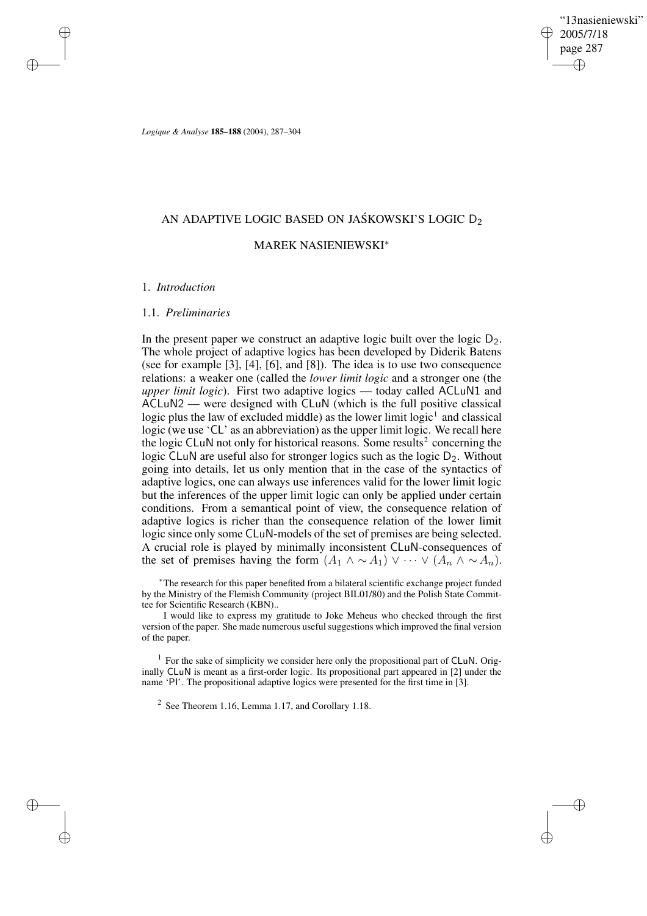# AN ADAPTIVE LOGIC BASED ON JAŚKOWSKI'S LOGIC $\mathsf{D_2}$

## MAREK NASIENIEWSKI*

### 1. *Introduction*

#### 1.1. *Preliminaries*

In the present paper we construct an adaptive logic built over the logic $\mathsf{D_2}$. The whole project of adaptive logics has been developed by Diderik Batens (see for example [3], [4], [6], and [8]). The idea is to use two consequence relations: a weaker one (called the *lower limit logic* and a stronger one (the *upper limit logic*). First two adaptive logics — today called ACLuN1 and ACLuN2 — were designed with CLuN (which is the full positive classical logic plus the law of excluded middle) as the lower limit logic[1] and classical logic (we use 'CL' as an abbreviation) as the upper limit logic. We recall here the logic CLuN not only for historical reasons. Some results[2] concerning the logic CLuN are useful also for stronger logics such as the logic $\mathsf{D_2}$. Without going into details, let us only mention that in the case of the syntactics of adaptive logics, one can always use inferences valid for the lower limit logic but the inferences of the upper limit logic can only be applied under certain conditions. From a semantical point of view, the consequence relation of adaptive logics is richer than the consequence relation of the lower limit logic since only some CLuN-models of the set of premises are being selected. A crucial role is played by minimally inconsistent CLuN-consequences of the set of premises having the form $(A_1 \wedge \sim A_1) \vee \cdots \vee (A_n \wedge \sim A_n)$.

*The research for this paper benefited from a bilateral scientific exchange project funded by the Ministry of the Flemish Community (project BIL01/80) and the Polish State Committee for Scientific Research (KBN)..

I would like to express my gratitude to Joke Meheus who checked through the first version of the paper. She made numerous useful suggestions which improved the final version of the paper.

[1] For the sake of simplicity we consider here only the propositional part of CLuN. Originally CLuN is meant as a first-order logic. Its propositional part appeared in [2] under the name 'PI'. The propositional adaptive logics were presented for the first time in [3].

[2] See Theorem 1.16, Lemma 1.17, and Corollary 1.18.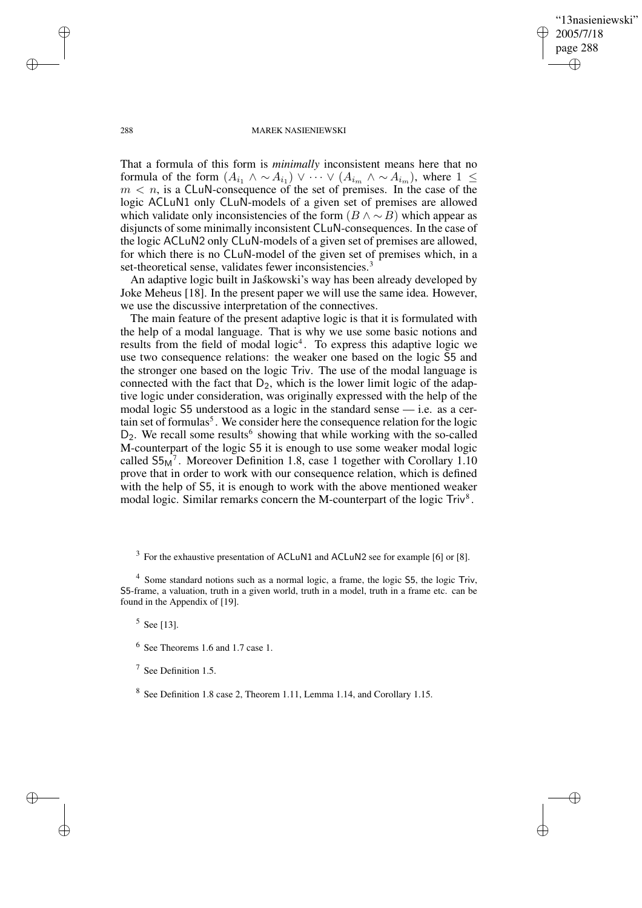That a formula of this form is *minimally* inconsistent means here that no formula of the form $(A_{i_1} \wedge \sim A_{i_1}) \vee \cdots \vee (A_{i_m} \wedge \sim A_{i_m})$, where $1 \leq m < n$, is a CLuN-consequence of the set of premises. In the case of the logic ACLuN1 only CLuN-models of a given set of premises are allowed which validate only inconsistencies of the form $(B \wedge \sim B)$ which appear as disjuncts of some minimally inconsistent CLuN-consequences. In the case of the logic ACLuN2 only CLuN-models of a given set of premises are allowed, for which there is no CLuN-model of the given set of premises which, in a set-theoretical sense, validates fewer inconsistencies.[3]

An adaptive logic built in Jaśkowski's way has been already developed by Joke Meheus [18]. In the present paper we will use the same idea. However, we use the discussive interpretation of the connectives.

The main feature of the present adaptive logic is that it is formulated with the help of a modal language. That is why we use some basic notions and results from the field of modal logic[4]. To express this adaptive logic we use two consequence relations: the weaker one based on the logic S5 and the stronger one based on the logic Triv. The use of the modal language is connected with the fact that $D_2$, which is the lower limit logic of the adaptive logic under consideration, was originally expressed with the help of the modal logic S5 understood as a logic in the standard sense — i.e. as a certain set of formulas[5]. We consider here the consequence relation for the logic $D_2$. We recall some results[6] showing that while working with the so-called M-counterpart of the logic S5 it is enough to use some weaker modal logic called $S5_M$[7]. Moreover Definition 1.8, case 1 together with Corollary 1.10 prove that in order to work with our consequence relation, which is defined with the help of S5, it is enough to work with the above mentioned weaker modal logic. Similar remarks concern the M-counterpart of the logic Triv[8].

[3] For the exhaustive presentation of ACLuN1 and ACLuN2 see for example [6] or [8].

[4] Some standard notions such as a normal logic, a frame, the logic S5, the logic Triv, S5-frame, a valuation, truth in a given world, truth in a model, truth in a frame etc. can be found in the Appendix of [19].

[5] See [13].

[6] See Theorems 1.6 and 1.7 case 1.

[7] See Definition 1.5.

[8] See Definition 1.8 case 2, Theorem 1.11, Lemma 1.14, and Corollary 1.15.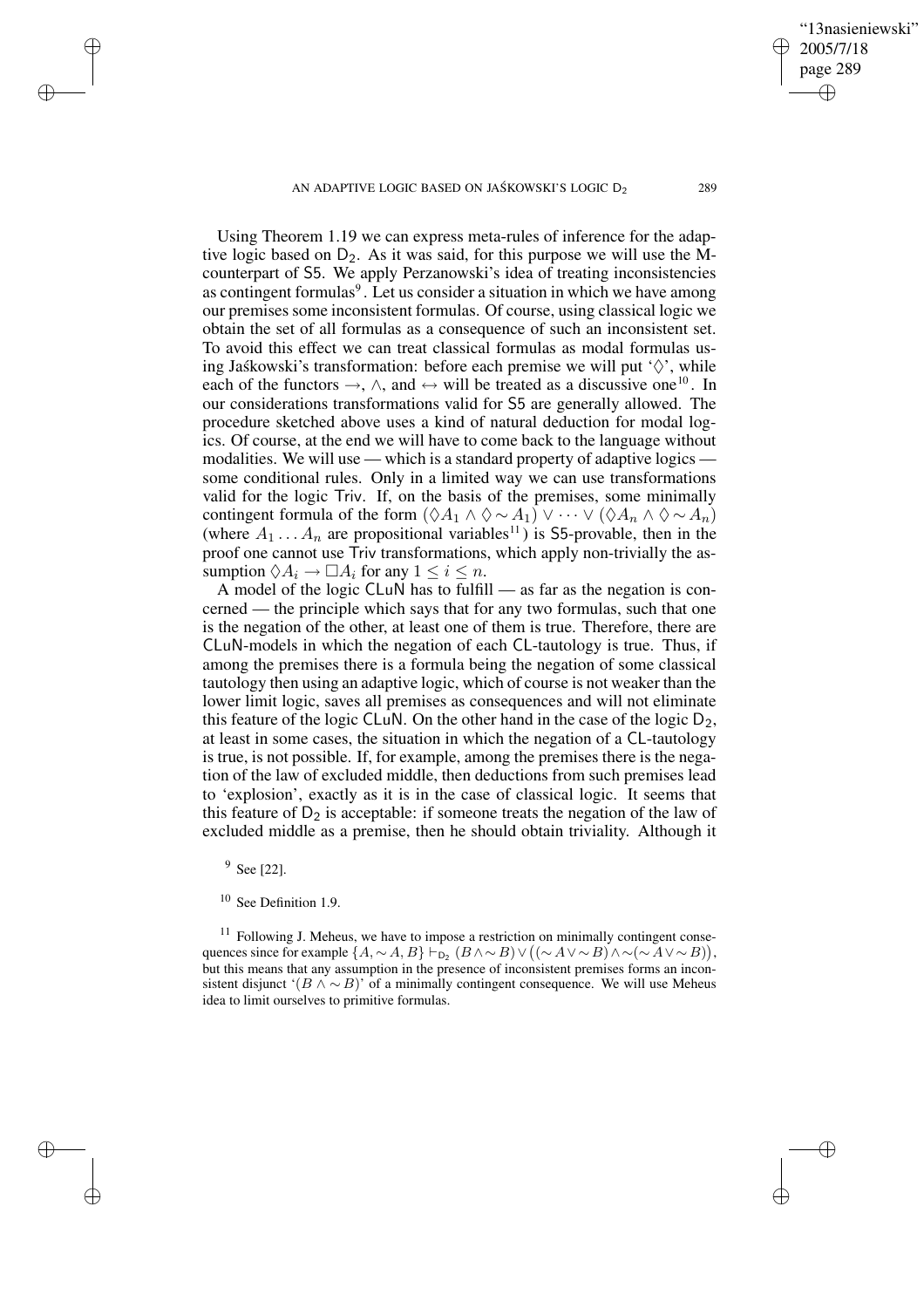Using Theorem 1.19 we can express meta-rules of inference for the adaptive logic based on $D_2$. As it was said, for this purpose we will use the M-counterpart of S5. We apply Perzanowski's idea of treating inconsistencies as contingent formulas[9]. Let us consider a situation in which we have among our premises some inconsistent formulas. Of course, using classical logic we obtain the set of all formulas as a consequence of such an inconsistent set. To avoid this effect we can treat classical formulas as modal formulas using Jaśkowski's transformation: before each premise we will put '$\Diamond$', while each of the functors $\rightarrow$, $\wedge$, and $\leftrightarrow$ will be treated as a discussive one[10]. In our considerations transformations valid for S5 are generally allowed. The procedure sketched above uses a kind of natural deduction for modal logics. Of course, at the end we will have to come back to the language without modalities. We will use — which is a standard property of adaptive logics — some conditional rules. Only in a limited way we can use transformations valid for the logic Triv. If, on the basis of the premises, some minimally contingent formula of the form $(\Diamond A_1 \wedge \Diamond \sim A_1) \vee \cdots \vee (\Diamond A_n \wedge \Diamond \sim A_n)$ (where $A_1 \ldots A_n$ are propositional variables[11]) is S5-provable, then in the proof one cannot use Triv transformations, which apply non-trivially the assumption $\Diamond A_i \rightarrow \Box A_i$ for any $1 \leq i \leq n$.

A model of the logic CLuN has to fulfill — as far as the negation is concerned — the principle which says that for any two formulas, such that one is the negation of the other, at least one of them is true. Therefore, there are CLuN-models in which the negation of each CL-tautology is true. Thus, if among the premises there is a formula being the negation of some classical tautology then using an adaptive logic, which of course is not weaker than the lower limit logic, saves all premises as consequences and will not eliminate this feature of the logic CLuN. On the other hand in the case of the logic $D_2$, at least in some cases, the situation in which the negation of a CL-tautology is true, is not possible. If, for example, among the premises there is the negation of the law of excluded middle, then deductions from such premises lead to 'explosion', exactly as it is in the case of classical logic. It seems that this feature of $D_2$ is acceptable: if someone treats the negation of the law of excluded middle as a premise, then he should obtain triviality. Although it

[9] See [22].

[10] See Definition 1.9.

[11] Following J. Meheus, we have to impose a restriction on minimally contingent consequences since for example $\{A, \sim A, B\} \vdash_{D_2} (B \wedge \sim B) \vee \big((\sim A \vee \sim B) \wedge \sim(\sim A \vee \sim B)\big)$, but this means that any assumption in the presence of inconsistent premises forms an inconsistent disjunct '$(B \wedge \sim B)$' of a minimally contingent consequence. We will use Meheus idea to limit ourselves to primitive formulas.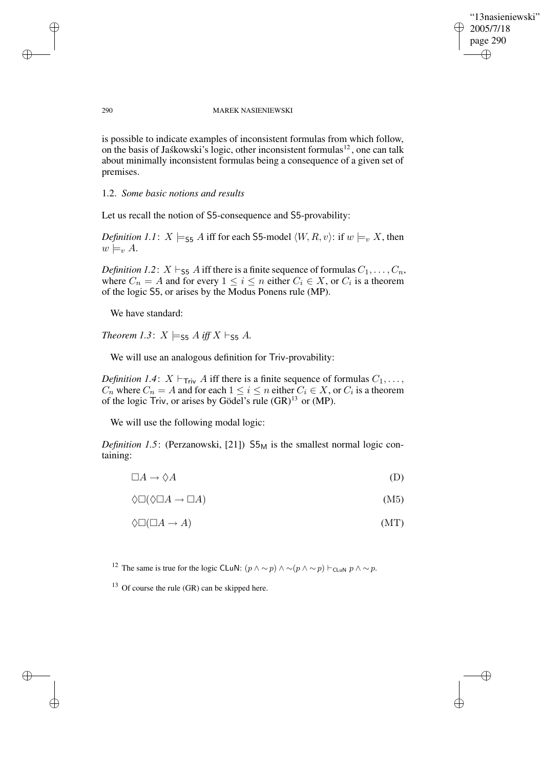is possible to indicate examples of inconsistent formulas from which follow, on the basis of Jaśkowski's logic, other inconsistent formulas[12], one can talk about minimally inconsistent formulas being a consequence of a given set of premises.

### 1.2. *Some basic notions and results*

Let us recall the notion of S5-consequence and S5-provability:

*Definition 1.1*: $X \models_{\mathsf{S5}} A$ iff for each S5-model $\langle W, R, v\rangle$: if $w \models_v X$, then $w \models_v A$.

*Definition 1.2*: $X \vdash_{\mathsf{S5}} A$ iff there is a finite sequence of formulas $C_1, \ldots, C_n$, where $C_n = A$ and for every $1 \leq i \leq n$ either $C_i \in X$, or $C_i$ is a theorem of the logic S5, or arises by the Modus Ponens rule (MP).

We have standard:

*Theorem 1.3*: *$X \models_{\mathsf{S5}} A$ iff $X \vdash_{\mathsf{S5}} A$.*

We will use an analogous definition for Triv-provability:

*Definition 1.4*: $X \vdash_{\mathsf{Triv}} A$ iff there is a finite sequence of formulas $C_1, \ldots,$ $C_n$ where $C_n = A$ and for each $1 \leq i \leq n$ either $C_i \in X$, or $C_i$ is a theorem of the logic Triv, or arises by Gödel's rule (GR)[13] or (MP).

We will use the following modal logic:

*Definition 1.5*: (Perzanowski, [21]) $\mathsf{S5_M}$ is the smallest normal logic containing:

$$\Box A \to \Diamond A \tag{D}$$

$$\Diamond\Box(\Diamond\Box A \to \Box A) \tag{M5}$$

$$\Diamond\Box(\Box A \to A) \tag{MT}$$

[12] The same is true for the logic CLuN: $(p \wedge {\sim} p) \wedge {\sim}(p \wedge {\sim} p) \vdash_{\mathsf{CLuN}} p \wedge {\sim} p$.

[13] Of course the rule (GR) can be skipped here.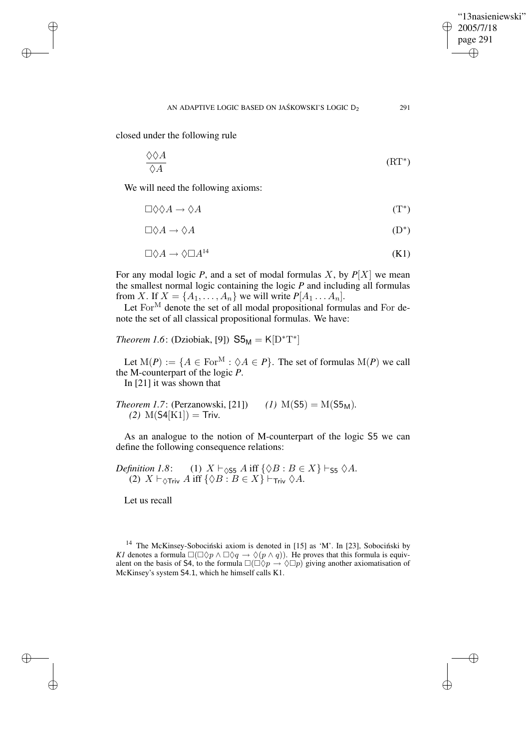closed under the following rule

$$\frac{\Diamond\Diamond A}{\Diamond A} \tag{RT$^*$}$$

We will need the following axioms:

$$\Box\Diamond\Diamond A \rightarrow \Diamond A \tag{T$^*$}$$

$$\Box\Diamond A \rightarrow \Diamond A \tag{D$^*$}$$

$$\Box\Diamond A \rightarrow \Diamond\Box A^{14} \tag{K1}$$

For any modal logic *P*, and a set of modal formulas $X$, by $P[X]$ we mean the smallest normal logic containing the logic *P* and including all formulas from $X$. If $X = \{A_1, \ldots, A_n\}$ we will write $P[A_1 \ldots A_n]$.

Let $\mathrm{For}^{\mathrm{M}}$ denote the set of all modal propositional formulas and For denote the set of all classical propositional formulas. We have:

*Theorem 1.6*: (Dziobiak, [9]) $\mathsf{S5}_{\mathsf{M}} = \mathsf{K}[\mathrm{D}^*\mathrm{T}^*]$

Let $\mathrm{M}(P) := \{A \in \mathrm{For}^{\mathrm{M}} : \Diamond A \in P\}$. The set of formulas $\mathrm{M}(P)$ we call the M-counterpart of the logic *P*.

In [21] it was shown that

*Theorem 1.7*: (Perzanowski, [21]) *(1)* $\mathrm{M}(\mathsf{S5}) = \mathrm{M}(\mathsf{S5}_{\mathsf{M}})$.
*(2)* $\mathrm{M}(\mathsf{S4}[\mathrm{K1}]) = \mathsf{Triv}$.

As an analogue to the notion of M-counterpart of the logic S5 we can define the following consequence relations:

*Definition 1.8*: (1) $X \vdash_{\Diamond\mathsf{S5}} A$ iff $\{\Diamond B : B \in X\} \vdash_{\mathsf{S5}} \Diamond A$.
(2) $X \vdash_{\Diamond\mathsf{Triv}} A$ iff $\{\Diamond B : B \in X\} \vdash_{\mathsf{Triv}} \Diamond A$.

Let us recall

---

[14] The McKinsey-Sobociński axiom is denoted in [15] as 'M'. In [23], Sobociński by *K1* denotes a formula $\Box(\Box\Diamond p \wedge \Box\Diamond q \rightarrow \Diamond(p \wedge q))$. He proves that this formula is equivalent on the basis of S4, to the formula $\Box(\Box\Diamond p \rightarrow \Diamond\Box p)$ giving another axiomatisation of McKinsey's system S4.1, which he himself calls K1.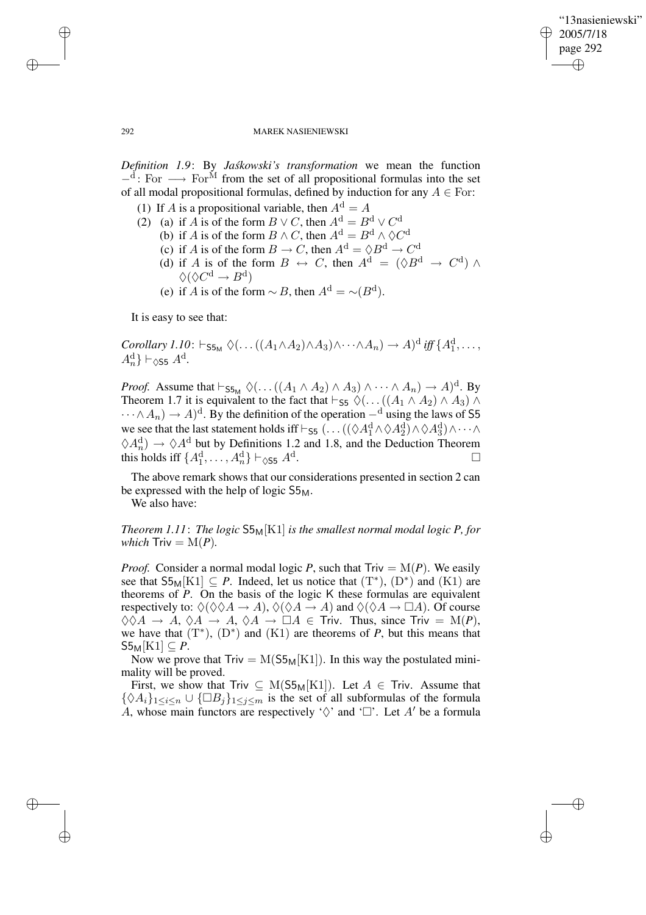*Definition 1.9*: By *Jaśkowski's transformation* we mean the function $-^{\mathrm{d}}$: For $\longrightarrow$ For$^{\mathrm{M}}$ from the set of all propositional formulas into the set of all modal propositional formulas, defined by induction for any $A \in$ For:

(1) If $A$ is a propositional variable, then $A^{\mathrm{d}} = A$

(2) (a) if $A$ is of the form $B \vee C$, then $A^{\mathrm{d}} = B^{\mathrm{d}} \vee C^{\mathrm{d}}$

(b) if $A$ is of the form $B \wedge C$, then $A^{\mathrm{d}} = B^{\mathrm{d}} \wedge \Diamond C^{\mathrm{d}}$

(c) if $A$ is of the form $B \rightarrow C$, then $A^{\mathrm{d}} = \Diamond B^{\mathrm{d}} \rightarrow C^{\mathrm{d}}$

(d) if $A$ is of the form $B \leftrightarrow C$, then $A^{\mathrm{d}} = (\Diamond B^{\mathrm{d}} \rightarrow C^{\mathrm{d}}) \wedge \Diamond(\Diamond C^{\mathrm{d}} \rightarrow B^{\mathrm{d}})$

(e) if $A$ is of the form $\sim B$, then $A^{\mathrm{d}} = \sim(B^{\mathrm{d}})$.

It is easy to see that:

*Corollary 1.10*: $\vdash_{\mathsf{S5_M}} \Diamond(\ldots((A_1 \wedge A_2) \wedge A_3) \wedge \cdots \wedge A_n) \rightarrow A)^{\mathrm{d}}$ *iff* $\{A_1^{\mathrm{d}}, \ldots, A_n^{\mathrm{d}}\} \vdash_{\Diamond\mathsf{S5}} A^{\mathrm{d}}$.

*Proof.* Assume that $\vdash_{\mathsf{S5_M}} \Diamond(\ldots((A_1 \wedge A_2) \wedge A_3) \wedge \cdots \wedge A_n) \rightarrow A)^{\mathrm{d}}$. By Theorem 1.7 it is equivalent to the fact that $\vdash_{\mathsf{S5}} \Diamond(\ldots((A_1 \wedge A_2) \wedge A_3) \wedge \cdots \wedge A_n) \rightarrow A)^{\mathrm{d}}$. By the definition of the operation $-^{\mathrm{d}}$ using the laws of $\mathsf{S5}$ we see that the last statement holds iff $\vdash_{\mathsf{S5}} (\ldots((\Diamond A_1^{\mathrm{d}} \wedge \Diamond A_2^{\mathrm{d}}) \wedge \Diamond A_3^{\mathrm{d}}) \wedge \cdots \wedge \Diamond A_n^{\mathrm{d}}) \rightarrow \Diamond A^{\mathrm{d}}$ but by Definitions 1.2 and 1.8, and the Deduction Theorem this holds iff $\{A_1^{\mathrm{d}}, \ldots, A_n^{\mathrm{d}}\} \vdash_{\Diamond\mathsf{S5}} A^{\mathrm{d}}$. $\Box$

The above remark shows that our considerations presented in section 2 can be expressed with the help of logic $\mathsf{S5_M}$.

We also have:

*Theorem 1.11*: *The logic* $\mathsf{S5_M}[\mathrm{K1}]$ *is the smallest normal modal logic P, for which* $\mathsf{Triv} = \mathrm{M}(P)$.

*Proof.* Consider a normal modal logic *P*, such that $\mathsf{Triv} = \mathrm{M}(P)$. We easily see that $\mathsf{S5_M}[\mathrm{K1}] \subseteq P$. Indeed, let us notice that $(\mathrm{T}^*)$, $(\mathrm{D}^*)$ and $(\mathrm{K1})$ are theorems of *P*. On the basis of the logic $\mathsf{K}$ these formulas are equivalent respectively to: $\Diamond(\Diamond\Diamond A \rightarrow A)$, $\Diamond(\Diamond A \rightarrow A)$ and $\Diamond(\Diamond A \rightarrow \Box A)$. Of course $\Diamond\Diamond A \rightarrow A$, $\Diamond A \rightarrow A$, $\Diamond A \rightarrow \Box A \in \mathsf{Triv}$. Thus, since $\mathsf{Triv} = \mathrm{M}(P)$, we have that $(\mathrm{T}^*)$, $(\mathrm{D}^*)$ and $(\mathrm{K1})$ are theorems of *P*, but this means that $\mathsf{S5_M}[\mathrm{K1}] \subseteq P$.

Now we prove that $\mathsf{Triv} = \mathrm{M}(\mathsf{S5_M}[\mathrm{K1}])$. In this way the postulated minimality will be proved.

First, we show that $\mathsf{Triv} \subseteq \mathrm{M}(\mathsf{S5_M}[\mathrm{K1}])$. Let $A \in \mathsf{Triv}$. Assume that $\{\Diamond A_i\}_{1 \leq i \leq n} \cup \{\Box B_j\}_{1 \leq j \leq m}$ is the set of all subformulas of the formula $A$, whose main functors are respectively '$\Diamond$' and '$\Box$'. Let $A'$ be a formula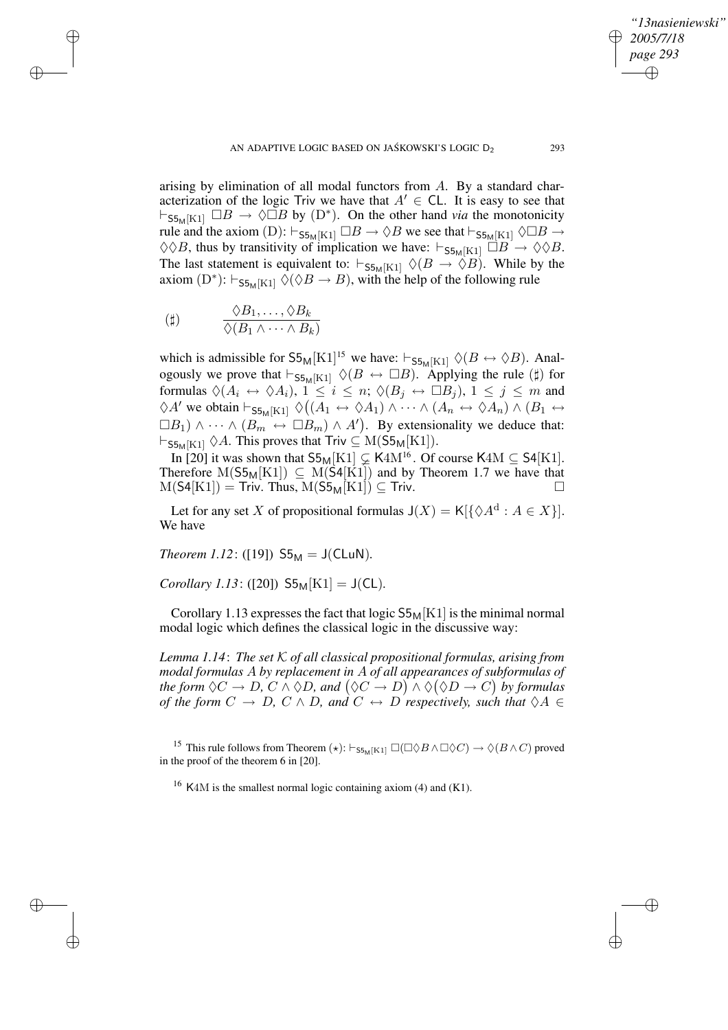arising by elimination of all modal functors from $A$. By a standard characterization of the logic Triv we have that $A' \in \mathsf{CL}$. It is easy to see that $\vdash_{\mathsf{S5_M}[\mathrm{K1}]} \Box B \rightarrow \Diamond\Box B$ by ($\mathrm{D}^*$). On the other hand *via* the monotonicity rule and the axiom (D): $\vdash_{\mathsf{S5_M}[\mathrm{K1}]} \Box B \rightarrow \Diamond B$ we see that $\vdash_{\mathsf{S5_M}[\mathrm{K1}]} \Diamond\Box B \rightarrow \Diamond\Diamond B$, thus by transitivity of implication we have: $\vdash_{\mathsf{S5_M}[\mathrm{K1}]} \Box B \rightarrow \Diamond\Diamond B$. The last statement is equivalent to: $\vdash_{\mathsf{S5_M}[\mathrm{K1}]} \Diamond(B \rightarrow \Diamond B)$. While by the axiom ($\mathrm{D}^*$): $\vdash_{\mathsf{S5_M}[\mathrm{K1}]} \Diamond(\Diamond B \rightarrow B)$, with the help of the following rule

$$(\sharp) \qquad \frac{\Diamond B_1, \ldots, \Diamond B_k}{\Diamond(B_1 \wedge \cdots \wedge B_k)}$$

which is admissible for $\mathsf{S5_M}[\mathrm{K1}]$[15] we have: $\vdash_{\mathsf{S5_M}[\mathrm{K1}]} \Diamond(B \leftrightarrow \Diamond B)$. Analogously we prove that $\vdash_{\mathsf{S5_M}[\mathrm{K1}]} \Diamond(B \leftrightarrow \Box B)$. Applying the rule ($\sharp$) for formulas $\Diamond(A_i \leftrightarrow \Diamond A_i)$, $1 \leq i \leq n$; $\Diamond(B_j \leftrightarrow \Box B_j)$, $1 \leq j \leq m$ and $\Diamond A'$ we obtain $\vdash_{\mathsf{S5_M}[\mathrm{K1}]} \Diamond\big((A_1 \leftrightarrow \Diamond A_1) \wedge \cdots \wedge (A_n \leftrightarrow \Diamond A_n) \wedge (B_1 \leftrightarrow \Box B_1) \wedge \cdots \wedge (B_m \leftrightarrow \Box B_m) \wedge A'\big)$. By extensionality we deduce that: $\vdash_{\mathsf{S5_M}[\mathrm{K1}]} \Diamond A$. This proves that $\mathsf{Triv} \subseteq \mathrm{M}(\mathsf{S5_M}[\mathrm{K1}])$.

In [20] it was shown that $\mathsf{S5_M}[\mathrm{K1}] \subsetneq \mathsf{K}4\mathrm{M}$[16]. Of course $\mathsf{K}4\mathrm{M} \subseteq \mathsf{S4}[\mathrm{K1}]$. Therefore $\mathrm{M}(\mathsf{S5_M}[\mathrm{K1}]) \subseteq \mathrm{M}(\mathsf{S4}[\mathrm{K1}])$ and by Theorem 1.7 we have that $\mathrm{M}(\mathsf{S4}[\mathrm{K1}]) = \mathsf{Triv}$. Thus, $\mathrm{M}(\mathsf{S5_M}[\mathrm{K1}]) \subseteq \mathsf{Triv}$. □

Let for any set $X$ of propositional formulas $\mathsf{J}(X) = \mathsf{K}[\{\Diamond A^{\mathrm{d}} : A \in X\}]$. We have

*Theorem 1.12*: ([19]) $\mathsf{S5_M} = \mathsf{J}(\mathsf{CLuN})$.

*Corollary 1.13*: ([20]) $\mathsf{S5_M}[\mathrm{K1}] = \mathsf{J}(\mathsf{CL})$.

Corollary 1.13 expresses the fact that logic $\mathsf{S5_M}[\mathrm{K1}]$ is the minimal normal modal logic which defines the classical logic in the discussive way:

*Lemma 1.14*: *The set $\mathcal{K}$ of all classical propositional formulas, arising from modal formulas $A$ by replacement in $A$ of all appearances of subformulas of the form $\Diamond C \rightarrow D$, $C \wedge \Diamond D$, and $(\Diamond C \rightarrow D) \wedge \Diamond(\Diamond D \rightarrow C)$ by formulas of the form $C \rightarrow D$, $C \wedge D$, and $C \leftrightarrow D$ respectively, such that $\Diamond A \in$*

[15] This rule follows from Theorem ($\star$): $\vdash_{\mathsf{S5_M}[\mathrm{K1}]} \Box(\Box\Diamond B \wedge \Box\Diamond C) \rightarrow \Diamond(B \wedge C)$ proved in the proof of the theorem 6 in [20].

[16] $\mathsf{K}4\mathrm{M}$ is the smallest normal logic containing axiom (4) and (K1).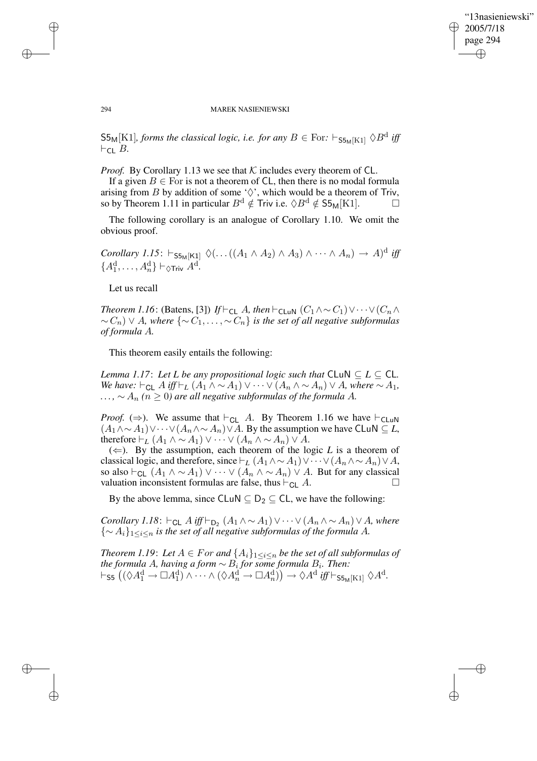$\mathsf{S5_M}[\mathrm{K1}]$, *forms the classical logic, i.e. for any* $B \in \mathrm{For}$*:* $\vdash_{\mathsf{S5_M}[\mathrm{K1}]} \Diamond B^{\mathrm{d}}$ *iff* $\vdash_{\mathsf{CL}} B$.

*Proof.* By Corollary 1.13 we see that $\mathcal{K}$ includes every theorem of CL.

If a given $B \in \mathrm{For}$ is not a theorem of CL, then there is no modal formula arising from $B$ by addition of some '$\Diamond$', which would be a theorem of Triv, so by Theorem 1.11 in particular $B^{\mathrm{d}} \notin \mathsf{Triv}$ i.e. $\Diamond B^{\mathrm{d}} \notin \mathsf{S5_M}[\mathrm{K1}]$. □

The following corollary is an analogue of Corollary 1.10. We omit the obvious proof.

*Corollary 1.15*: $\vdash_{\mathsf{S5_M}[\mathrm{K1}]} \Diamond(\ldots((A_1 \wedge A_2) \wedge A_3) \wedge \cdots \wedge A_n) \rightarrow A)^{\mathrm{d}}$ *iff* $\{A_1^{\mathrm{d}}, \ldots, A_n^{\mathrm{d}}\} \vdash_{\Diamond\mathsf{Triv}} A^{\mathrm{d}}$.

Let us recall

*Theorem 1.16*: (Batens, [3]) *If* $\vdash_{\mathsf{CL}} A$*, then* $\vdash_{\mathsf{CLuN}} (C_1 \wedge \sim C_1) \vee \cdots \vee (C_n \wedge \sim C_n) \vee A$*, where* $\{\sim C_1, \ldots, \sim C_n\}$ *is the set of all negative subformulas of formula* $A$.

This theorem easily entails the following:

*Lemma 1.17*: *Let L be any propositional logic such that* $\mathsf{CLuN} \subseteq L \subseteq \mathsf{CL}$. *We have:* $\vdash_{\mathsf{CL}} A$ *iff* $\vdash_L (A_1 \wedge \sim A_1) \vee \cdots \vee (A_n \wedge \sim A_n) \vee A$*, where* $\sim A_1$*,* $\ldots$*,* $\sim A_n$ *(*$n \geq 0$*) are all negative subformulas of the formula* $A$.

*Proof.* ($\Rightarrow$). We assume that $\vdash_{\mathsf{CL}} A$. By Theorem 1.16 we have $\vdash_{\mathsf{CLuN}} (A_1 \wedge \sim A_1) \vee \cdots \vee (A_n \wedge \sim A_n) \vee A$. By the assumption we have $\mathsf{CLuN} \subseteq L$, therefore $\vdash_L (A_1 \wedge \sim A_1) \vee \cdots \vee (A_n \wedge \sim A_n) \vee A$.

($\Leftarrow$). By the assumption, each theorem of the logic $L$ is a theorem of classical logic, and therefore, since $\vdash_L (A_1 \wedge \sim A_1) \vee \cdots \vee (A_n \wedge \sim A_n) \vee A$, so also $\vdash_{\mathsf{CL}} (A_1 \wedge \sim A_1) \vee \cdots \vee (A_n \wedge \sim A_n) \vee A$. But for any classical valuation inconsistent formulas are false, thus $\vdash_{\mathsf{CL}} A$. □

By the above lemma, since $\mathsf{CLuN} \subseteq \mathsf{D_2} \subseteq \mathsf{CL}$, we have the following:

*Corollary 1.18*: $\vdash_{\mathsf{CL}} A$ *iff* $\vdash_{\mathsf{D_2}} (A_1 \wedge \sim A_1) \vee \cdots \vee (A_n \wedge \sim A_n) \vee A$*, where* $\{\sim A_i\}_{1 \leq i \leq n}$ *is the set of all negative subformulas of the formula* $A$.

*Theorem 1.19*: *Let* $A \in For$ *and* $\{A_i\}_{1 \leq i \leq n}$ *be the set of all subformulas of the formula* $A$*, having a form* $\sim B_i$ *for some formula* $B_i$*. Then:*
$\vdash_{\mathsf{S5}} \left((\Diamond A_1^{\mathrm{d}} \rightarrow \Box A_1^{\mathrm{d}}) \wedge \cdots \wedge (\Diamond A_n^{\mathrm{d}} \rightarrow \Box A_n^{\mathrm{d}})\right) \rightarrow \Diamond A^{\mathrm{d}}$ *iff* $\vdash_{\mathsf{S5_M}[\mathrm{K1}]} \Diamond A^{\mathrm{d}}$.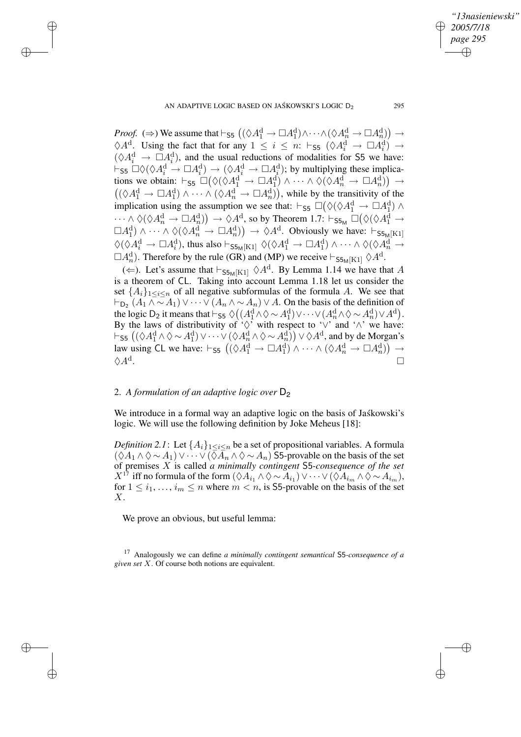*Proof.* (⇒) We assume that $\vdash_{\mathsf{S5}} \big((\Diamond A_1^{\mathrm{d}} \rightarrow \Box A_1^{\mathrm{d}}) \wedge \cdots \wedge (\Diamond A_n^{\mathrm{d}} \rightarrow \Box A_n^{\mathrm{d}})\big) \rightarrow \Diamond A^{\mathrm{d}}$. Using the fact that for any $1 \leq i \leq n$: $\vdash_{\mathsf{S5}} (\Diamond A_i^{\mathrm{d}} \rightarrow \Box A_i^{\mathrm{d}}) \rightarrow (\Diamond A_i^{\mathrm{d}} \rightarrow \Box A_i^{\mathrm{d}})$, and the usual reductions of modalities for S5 we have: $\vdash_{\mathsf{S5}} \Box\Diamond(\Diamond A_i^{\mathrm{d}} \rightarrow \Box A_i^{\mathrm{d}}) \rightarrow (\Diamond A_i^{\mathrm{d}} \rightarrow \Box A_i^{\mathrm{d}})$; by multiplying these implications we obtain: $\vdash_{\mathsf{S5}} \Box\big(\Diamond(\Diamond A_1^{\mathrm{d}} \rightarrow \Box A_1^{\mathrm{d}}) \wedge \cdots \wedge \Diamond(\Diamond A_n^{\mathrm{d}} \rightarrow \Box A_n^{\mathrm{d}})\big) \rightarrow \big((\Diamond A_1^{\mathrm{d}} \rightarrow \Box A_1^{\mathrm{d}}) \wedge \cdots \wedge (\Diamond A_n^{\mathrm{d}} \rightarrow \Box A_n^{\mathrm{d}})\big)$, while by the transitivity of the implication using the assumption we see that: $\vdash_{\mathsf{S5}} \Box\big(\Diamond(\Diamond A_1^{\mathrm{d}} \rightarrow \Box A_1^{\mathrm{d}}) \wedge \cdots \wedge \Diamond(\Diamond A_n^{\mathrm{d}} \rightarrow \Box A_n^{\mathrm{d}})\big) \rightarrow \Diamond A^{\mathrm{d}}$, so by Theorem 1.7: $\vdash_{\mathsf{S5_M}} \Box\big(\Diamond(\Diamond A_1^{\mathrm{d}} \rightarrow \Box A_1^{\mathrm{d}}) \wedge \cdots \wedge \Diamond(\Diamond A_n^{\mathrm{d}} \rightarrow \Box A_n^{\mathrm{d}})\big) \rightarrow \Diamond A^{\mathrm{d}}$. Obviously we have: $\vdash_{\mathsf{S5_M}[\mathrm{K1}]} \Diamond(\Diamond A_i^{\mathrm{d}} \rightarrow \Box A_i^{\mathrm{d}})$, thus also $\vdash_{\mathsf{S5_M}[\mathrm{K1}]} \Diamond(\Diamond A_1^{\mathrm{d}} \rightarrow \Box A_1^{\mathrm{d}}) \wedge \cdots \wedge \Diamond(\Diamond A_n^{\mathrm{d}} \rightarrow \Box A_n^{\mathrm{d}})$. Therefore by the rule (GR) and (MP) we receive $\vdash_{\mathsf{S5_M}[\mathrm{K1}]} \Diamond A^{\mathrm{d}}$.

(⇐). Let's assume that $\vdash_{\mathsf{S5_M}[\mathrm{K1}]} \Diamond A^{\mathrm{d}}$. By Lemma 1.14 we have that $A$ is a theorem of CL. Taking into account Lemma 1.18 let us consider the set $\{A_i\}_{1 \leq i \leq n}$ of all negative subformulas of the formula $A$. We see that $\vdash_{\mathsf{D_2}} (A_1 \wedge \sim A_1) \vee \cdots \vee (A_n \wedge \sim A_n) \vee A$. On the basis of the definition of the logic $\mathsf{D_2}$ it means that $\vdash_{\mathsf{S5}} \Diamond\big((A_1^{\mathrm{d}} \wedge \Diamond \sim A_1^{\mathrm{d}}) \vee \cdots \vee (A_n^{\mathrm{d}} \wedge \Diamond \sim A_n^{\mathrm{d}}) \vee A^{\mathrm{d}}\big)$. By the laws of distributivity of '$\Diamond$' with respect to '$\vee$' and '$\wedge$' we have: $\vdash_{\mathsf{S5}} \big((\Diamond A_1^{\mathrm{d}} \wedge \Diamond \sim A_1^{\mathrm{d}}) \vee \cdots \vee (\Diamond A_n^{\mathrm{d}} \wedge \Diamond \sim A_n^{\mathrm{d}})\big) \vee \Diamond A^{\mathrm{d}}$, and by de Morgan's law using CL we have: $\vdash_{\mathsf{S5}} \big((\Diamond A_1^{\mathrm{d}} \rightarrow \Box A_1^{\mathrm{d}}) \wedge \cdots \wedge (\Diamond A_n^{\mathrm{d}} \rightarrow \Box A_n^{\mathrm{d}})\big) \rightarrow \Diamond A^{\mathrm{d}}$. □

## 2. *A formulation of an adaptive logic over* $\mathsf{D_2}$

We introduce in a formal way an adaptive logic on the basis of Jaśkowski's logic. We will use the following definition by Joke Meheus [18]:

*Definition 2.1*: Let $\{A_i\}_{1 \leq i \leq n}$ be a set of propositional variables. A formula $(\Diamond A_1 \wedge \Diamond \sim A_1) \vee \cdots \vee (\Diamond A_n \wedge \Diamond \sim A_n)$ S5-provable on the basis of the set of premises $X$ is called *a minimally contingent* S5*-consequence of the set* $X$[17] iff no formula of the form $(\Diamond A_{i_1} \wedge \Diamond \sim A_{i_1}) \vee \cdots \vee (\Diamond A_{i_m} \wedge \Diamond \sim A_{i_m})$, for $1 \leq i_1, \ldots, i_m \leq n$ where $m < n$, is S5-provable on the basis of the set $X$.

We prove an obvious, but useful lemma:

[17] Analogously we can define *a minimally contingent semantical* S5*-consequence of a given set* $X$. Of course both notions are equivalent.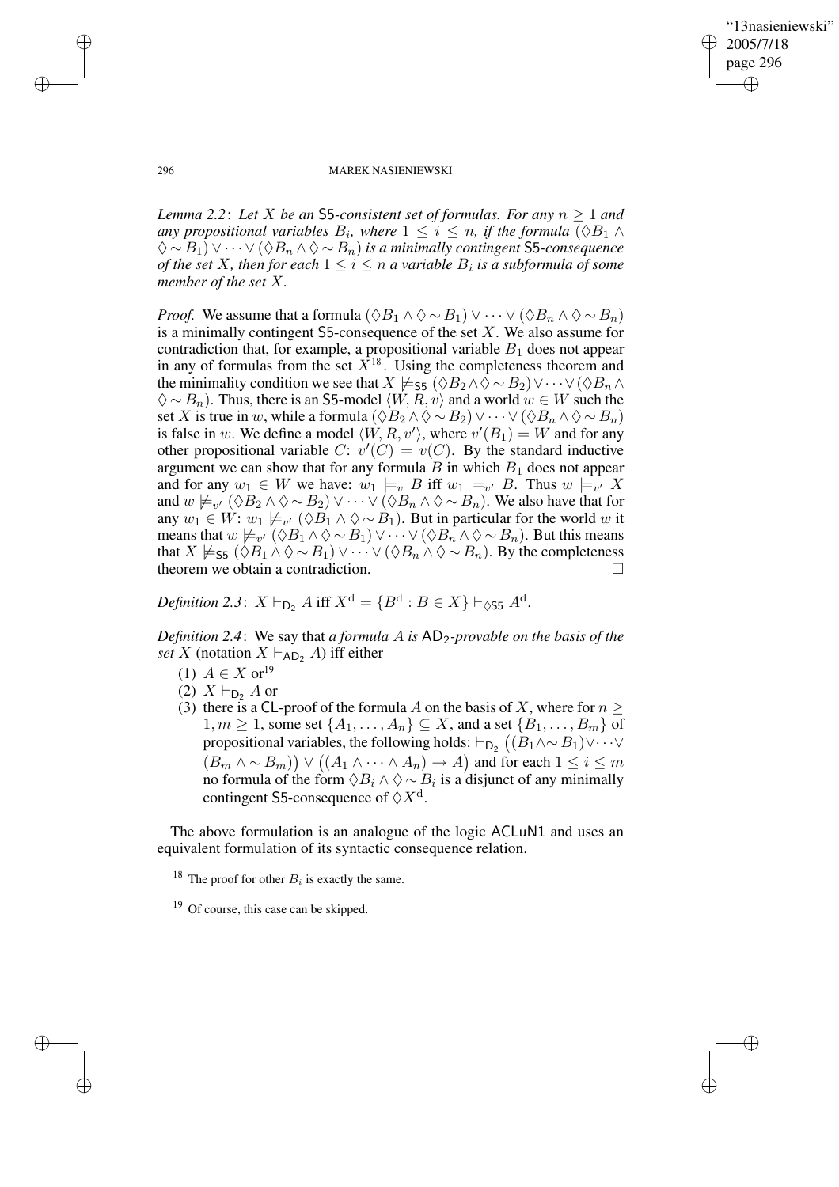*Lemma 2.2*: *Let $X$ be an* $\mathsf{S5}$*-consistent set of formulas. For any $n \geq 1$ and any propositional variables $B_i$, where $1 \leq i \leq n$, if the formula $(\Diamond B_1 \wedge \Diamond{\sim} B_1) \vee \cdots \vee (\Diamond B_n \wedge \Diamond{\sim} B_n)$ is a minimally contingent* $\mathsf{S5}$*-consequence of the set $X$, then for each $1 \leq i \leq n$ a variable $B_i$ is a subformula of some member of the set $X$.*

*Proof.* We assume that a formula $(\Diamond B_1 \wedge \Diamond{\sim} B_1) \vee \cdots \vee (\Diamond B_n \wedge \Diamond{\sim} B_n)$ is a minimally contingent $\mathsf{S5}$-consequence of the set $X$. We also assume for contradiction that, for example, a propositional variable $B_1$ does not appear in any of formulas from the set $X$[18]. Using the completeness theorem and the minimality condition we see that $X \not\models_{\mathsf{S5}} (\Diamond B_2 \wedge \Diamond{\sim} B_2) \vee \cdots \vee (\Diamond B_n \wedge \Diamond{\sim} B_n)$. Thus, there is an $\mathsf{S5}$-model $\langle W, R, v\rangle$ and a world $w \in W$ such the set $X$ is true in $w$, while a formula $(\Diamond B_2 \wedge \Diamond{\sim} B_2) \vee \cdots \vee (\Diamond B_n \wedge \Diamond{\sim} B_n)$ is false in $w$. We define a model $\langle W, R, v'\rangle$, where $v'(B_1) = W$ and for any other propositional variable $C$: $v'(C) = v(C)$. By the standard inductive argument we can show that for any formula $B$ in which $B_1$ does not appear and for any $w_1 \in W$ we have: $w_1 \models_v B$ iff $w_1 \models_{v'} B$. Thus $w \models_{v'} X$ and $w \not\models_{v'} (\Diamond B_2 \wedge \Diamond{\sim} B_2) \vee \cdots \vee (\Diamond B_n \wedge \Diamond{\sim} B_n)$. We also have that for any $w_1 \in W$: $w_1 \not\models_{v'} (\Diamond B_1 \wedge \Diamond{\sim} B_1)$. But in particular for the world $w$ it means that $w \not\models_{v'} (\Diamond B_1 \wedge \Diamond{\sim} B_1) \vee \cdots \vee (\Diamond B_n \wedge \Diamond{\sim} B_n)$. But this means that $X \not\models_{\mathsf{S5}} (\Diamond B_1 \wedge \Diamond{\sim} B_1) \vee \cdots \vee (\Diamond B_n \wedge \Diamond{\sim} B_n)$. By the completeness theorem we obtain a contradiction. $\square$

*Definition 2.3*: $X \vdash_{\mathsf{D}_2} A$ iff $X^{\mathrm{d}} = \{B^{\mathrm{d}} : B \in X\} \vdash_{\Diamond\mathsf{S5}} A^{\mathrm{d}}$.

*Definition 2.4*: We say that *a formula $A$ is* $\mathsf{AD}_2$*-provable on the basis of the set $X$* (notation $X \vdash_{\mathsf{AD}_2} A$) iff either

1. $A \in X$ or[19]
2. $X \vdash_{\mathsf{D}_2} A$ or
3. there is a $\mathsf{CL}$-proof of the formula $A$ on the basis of $X$, where for $n \geq 1, m \geq 1$, some set $\{A_1, \ldots, A_n\} \subseteq X$, and a set $\{B_1, \ldots, B_m\}$ of propositional variables, the following holds: $\vdash_{\mathsf{D}_2} \big((B_1 \wedge{\sim} B_1) \vee \cdots \vee (B_m \wedge{\sim} B_m)\big) \vee \big((A_1 \wedge \cdots \wedge A_n) \rightarrow A\big)$ and for each $1 \leq i \leq m$ no formula of the form $\Diamond B_i \wedge \Diamond{\sim} B_i$ is a disjunct of any minimally contingent $\mathsf{S5}$-consequence of $\Diamond X^{\mathrm{d}}$.

The above formulation is an analogue of the logic $\mathsf{ACLuN1}$ and uses an equivalent formulation of its syntactic consequence relation.

[18] The proof for other $B_i$ is exactly the same.

[19] Of course, this case can be skipped.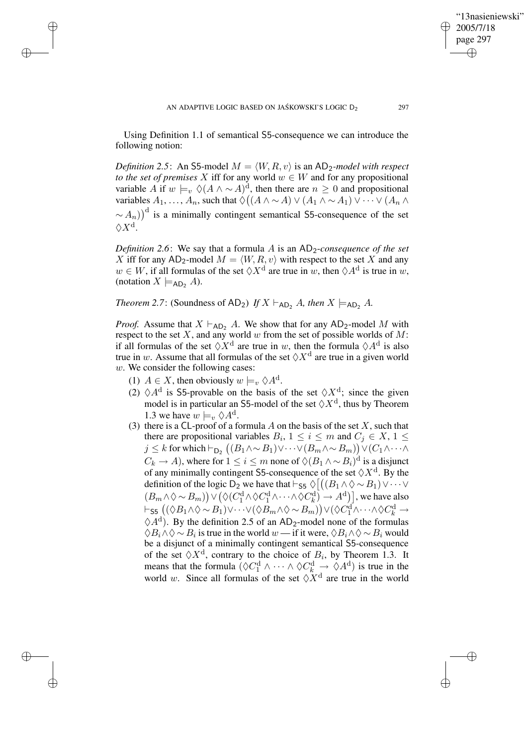Using Definition 1.1 of semantical S5-consequence we can introduce the following notion:

*Definition 2.5*: An S5-model $M = \langle W, R, v\rangle$ is an $\mathsf{AD}_2$-*model with respect to the set of premises* $X$ iff for any world $w \in W$ and for any propositional variable $A$ if $w \models_v \Diamond(A \wedge \sim A)^{\mathrm{d}}$, then there are $n \geq 0$ and propositional variables $A_1, \ldots, A_n$, such that $\Diamond\big((A \wedge \sim A) \vee (A_1 \wedge \sim A_1) \vee \cdots \vee (A_n \wedge \sim A_n)\big)^{\mathrm{d}}$ is a minimally contingent semantical S5-consequence of the set $\Diamond X^{\mathrm{d}}$.

*Definition 2.6*: We say that a formula $A$ is an $\mathsf{AD}_2$-*consequence of the set* $X$ iff for any $\mathsf{AD}_2$-model $M = \langle W, R, v\rangle$ with respect to the set $X$ and any $w \in W$, if all formulas of the set $\Diamond X^{\mathrm{d}}$ are true in $w$, then $\Diamond A^{\mathrm{d}}$ is true in $w$, (notation $X \models_{\mathsf{AD}_2} A$).

*Theorem 2.7*: (Soundness of $\mathsf{AD}_2$) *If* $X \vdash_{\mathsf{AD}_2} A$*, then* $X \models_{\mathsf{AD}_2} A$*.*

*Proof.* Assume that $X \vdash_{\mathsf{AD}_2} A$. We show that for any $\mathsf{AD}_2$-model $M$ with respect to the set $X$, and any world $w$ from the set of possible worlds of $M$: if all formulas of the set $\Diamond X^{\mathrm{d}}$ are true in $w$, then the formula $\Diamond A^{\mathrm{d}}$ is also true in $w$. Assume that all formulas of the set $\Diamond X^{\mathrm{d}}$ are true in a given world $w$. We consider the following cases:

1. $A \in X$, then obviously $w \models_v \Diamond A^{\mathrm{d}}$.
2. $\Diamond A^{\mathrm{d}}$ is S5-provable on the basis of the set $\Diamond X^{\mathrm{d}}$; since the given model is in particular an S5-model of the set $\Diamond X^{\mathrm{d}}$, thus by Theorem 1.3 we have $w \models_v \Diamond A^{\mathrm{d}}$.
3. there is a CL-proof of a formula $A$ on the basis of the set $X$, such that there are propositional variables $B_i$, $1 \leq i \leq m$ and $C_j \in X$, $1 \leq j \leq k$ for which $\vdash_{\mathsf{D}_2} \big((B_1 \wedge \sim B_1) \vee \cdots \vee (B_m \wedge \sim B_m)\big) \vee (C_1 \wedge \cdots \wedge C_k \rightarrow A)$, where for $1 \leq i \leq m$ none of $\Diamond(B_1 \wedge \sim B_i)^{\mathrm{d}}$ is a disjunct of any minimally contingent S5-consequence of the set $\Diamond X^{\mathrm{d}}$. By the definition of the logic $\mathsf{D}_2$ we have that $\vdash_{\mathsf{S5}} \Diamond\big[\big((B_1 \wedge \Diamond \sim B_1) \vee \cdots \vee (B_m \wedge \Diamond \sim B_m)\big) \vee \big(\Diamond(C_1^{\mathrm{d}} \wedge \Diamond C_1^{\mathrm{d}} \wedge \cdots \wedge \Diamond C_k^{\mathrm{d}}) \rightarrow A^{\mathrm{d}}\big)\big]$, we have also $\vdash_{\mathsf{S5}} \big((\Diamond B_1 \wedge \Diamond \sim B_1) \vee \cdots \vee (\Diamond B_m \wedge \Diamond \sim B_m)\big) \vee (\Diamond C_1^{\mathrm{d}} \wedge \cdots \wedge \Diamond C_k^{\mathrm{d}} \rightarrow \Diamond A^{\mathrm{d}})$. By the definition 2.5 of an $\mathsf{AD}_2$-model none of the formulas $\Diamond B_i \wedge \Diamond \sim B_i$ is true in the world $w$ — if it were, $\Diamond B_i \wedge \Diamond \sim B_i$ would be a disjunct of a minimally contingent semantical S5-consequence of the set $\Diamond X^{\mathrm{d}}$, contrary to the choice of $B_i$, by Theorem 1.3. It means that the formula $(\Diamond C_1^{\mathrm{d}} \wedge \cdots \wedge \Diamond C_k^{\mathrm{d}} \rightarrow \Diamond A^{\mathrm{d}})$ is true in the world $w$. Since all formulas of the set $\Diamond X^{\mathrm{d}}$ are true in the world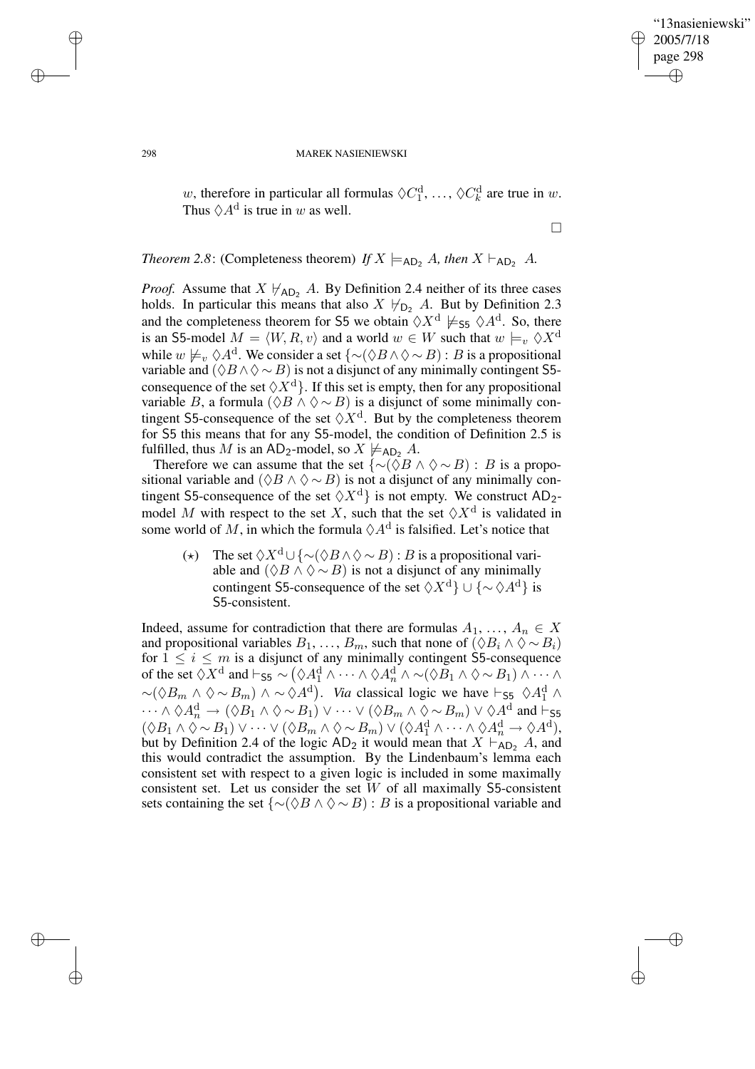$w$, therefore in particular all formulas $\Diamond C_1^{\mathrm{d}}, \ldots, \Diamond C_k^{\mathrm{d}}$ are true in $w$. Thus $\Diamond A^{\mathrm{d}}$ is true in $w$ as well.

□

*Theorem 2.8*: (Completeness theorem) *If* $X \models_{\mathsf{AD}_2} A$*, then* $X \vdash_{\mathsf{AD}_2} A$*.*

*Proof.* Assume that $X \nvdash_{\mathsf{AD}_2} A$. By Definition 2.4 neither of its three cases holds. In particular this means that also $X \nvdash_{\mathsf{D}_2} A$. But by Definition 2.3 and the completeness theorem for S5 we obtain $\Diamond X^{\mathrm{d}} \not\models_{\mathsf{S5}} \Diamond A^{\mathrm{d}}$. So, there is an S5-model $M = \langle W, R, v\rangle$ and a world $w \in W$ such that $w \models_v \Diamond X^{\mathrm{d}}$ while $w \not\models_v \Diamond A^{\mathrm{d}}$. We consider a set $\{\sim(\Diamond B \wedge \Diamond \sim B) : B$ is a propositional variable and $(\Diamond B \wedge \Diamond \sim B)$ is not a disjunct of any minimally contingent S5-consequence of the set $\Diamond X^{\mathrm{d}}\}$. If this set is empty, then for any propositional variable $B$, a formula $(\Diamond B \wedge \Diamond \sim B)$ is a disjunct of some minimally contingent S5-consequence of the set $\Diamond X^{\mathrm{d}}$. But by the completeness theorem for S5 this means that for any S5-model, the condition of Definition 2.5 is fulfilled, thus $M$ is an $\mathsf{AD}_2$-model, so $X \not\models_{\mathsf{AD}_2} A$.

Therefore we can assume that the set $\{\sim(\Diamond B \wedge \Diamond \sim B) : B$ is a propositional variable and $(\Diamond B \wedge \Diamond \sim B)$ is not a disjunct of any minimally contingent S5-consequence of the set $\Diamond X^{\mathrm{d}}\}$ is not empty. We construct $\mathsf{AD}_2$-model $M$ with respect to the set $X$, such that the set $\Diamond X^{\mathrm{d}}$ is validated in some world of $M$, in which the formula $\Diamond A^{\mathrm{d}}$ is falsified. Let's notice that

> $(\star)$ The set $\Diamond X^{\mathrm{d}} \cup \{\sim(\Diamond B \wedge \Diamond \sim B) : B$ is a propositional variable and $(\Diamond B \wedge \Diamond \sim B)$ is not a disjunct of any minimally contingent S5-consequence of the set $\Diamond X^{\mathrm{d}}\} \cup \{\sim \Diamond A^{\mathrm{d}}\}$ is S5-consistent.

Indeed, assume for contradiction that there are formulas $A_1, \ldots, A_n \in X$ and propositional variables $B_1, \ldots, B_m$, such that none of $(\Diamond B_i \wedge \Diamond \sim B_i)$ for $1 \leq i \leq m$ is a disjunct of any minimally contingent S5-consequence of the set $\Diamond X^{\mathrm{d}}$ and $\vdash_{\mathsf{S5}} \sim\big(\Diamond A_1^{\mathrm{d}} \wedge \cdots \wedge \Diamond A_n^{\mathrm{d}} \wedge \sim(\Diamond B_1 \wedge \Diamond \sim B_1) \wedge \cdots \wedge \sim(\Diamond B_m \wedge \Diamond \sim B_m) \wedge \sim \Diamond A^{\mathrm{d}}\big)$. *Via* classical logic we have $\vdash_{\mathsf{S5}} \Diamond A_1^{\mathrm{d}} \wedge \cdots \wedge \Diamond A_n^{\mathrm{d}} \rightarrow (\Diamond B_1 \wedge \Diamond \sim B_1) \vee \cdots \vee (\Diamond B_m \wedge \Diamond \sim B_m) \vee \Diamond A^{\mathrm{d}}$ and $\vdash_{\mathsf{S5}} (\Diamond B_1 \wedge \Diamond \sim B_1) \vee \cdots \vee (\Diamond B_m \wedge \Diamond \sim B_m) \vee (\Diamond A_1^{\mathrm{d}} \wedge \cdots \wedge \Diamond A_n^{\mathrm{d}} \rightarrow \Diamond A^{\mathrm{d}})$, but by Definition 2.4 of the logic $\mathsf{AD}_2$ it would mean that $X \vdash_{\mathsf{AD}_2} A$, and this would contradict the assumption. By the Lindenbaum's lemma each consistent set with respect to a given logic is included in some maximally consistent set. Let us consider the set $W$ of all maximally S5-consistent sets containing the set $\{\sim(\Diamond B \wedge \Diamond \sim B) : B$ is a propositional variable and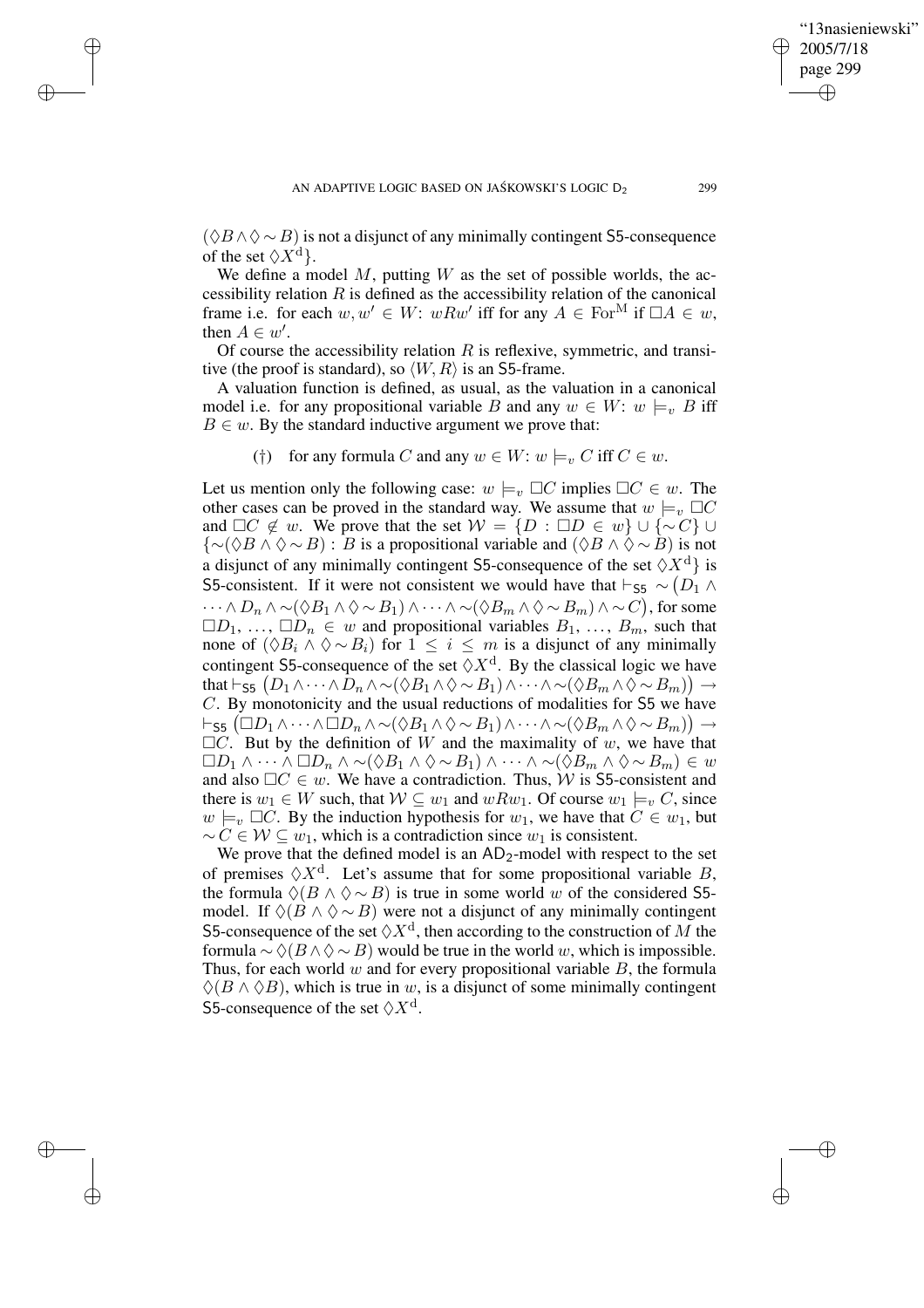$(\Diamond B \wedge \Diamond \sim B)$ is not a disjunct of any minimally contingent S5-consequence of the set $\Diamond X^{\mathrm{d}}$}.

We define a model $M$, putting $W$ as the set of possible worlds, the accessibility relation $R$ is defined as the accessibility relation of the canonical frame i.e. for each $w, w' \in W$: $wRw'$ iff for any $A \in \mathrm{For}^{\mathrm{M}}$ if $\Box A \in w$, then $A \in w'$.

Of course the accessibility relation $R$ is reflexive, symmetric, and transitive (the proof is standard), so $\langle W, R \rangle$ is an S5-frame.

A valuation function is defined, as usual, as the valuation in a canonical model i.e. for any propositional variable $B$ and any $w \in W$: $w \models_v B$ iff $B \in w$. By the standard inductive argument we prove that:

(†) for any formula $C$ and any $w \in W$: $w \models_v C$ iff $C \in w$.

Let us mention only the following case: $w \models_v \Box C$ implies $\Box C \in w$. The other cases can be proved in the standard way. We assume that $w \models_v \Box C$ and $\Box C \notin w$. We prove that the set $\mathcal{W} = \{D : \Box D \in w\} \cup \{\sim C\} \cup \{\sim(\Diamond B \wedge \Diamond \sim B) : B$ is a propositional variable and $(\Diamond B \wedge \Diamond \sim B)$ is not a disjunct of any minimally contingent S5-consequence of the set $\Diamond X^{\mathrm{d}}\}$ is S5-consistent. If it were not consistent we would have that $\vdash_{\mathsf{S5}} \sim\big(D_1 \wedge \cdots \wedge D_n \wedge \sim(\Diamond B_1 \wedge \Diamond \sim B_1) \wedge \cdots \wedge \sim(\Diamond B_m \wedge \Diamond \sim B_m) \wedge \sim C\big)$, for some $\Box D_1, \ldots, \Box D_n \in w$ and propositional variables $B_1, \ldots, B_m$, such that none of $(\Diamond B_i \wedge \Diamond \sim B_i)$ for $1 \leq i \leq m$ is a disjunct of any minimally contingent S5-consequence of the set $\Diamond X^{\mathrm{d}}$. By the classical logic we have that $\vdash_{\mathsf{S5}} \big(D_1 \wedge \cdots \wedge D_n \wedge \sim(\Diamond B_1 \wedge \Diamond \sim B_1) \wedge \cdots \wedge \sim(\Diamond B_m \wedge \Diamond \sim B_m)\big) \rightarrow C$. By monotonicity and the usual reductions of modalities for S5 we have $\vdash_{\mathsf{S5}} \big(\Box D_1 \wedge \cdots \wedge \Box D_n \wedge \sim(\Diamond B_1 \wedge \Diamond \sim B_1) \wedge \cdots \wedge \sim(\Diamond B_m \wedge \Diamond \sim B_m)\big) \rightarrow \Box C$. But by the definition of $W$ and the maximality of $w$, we have that $\Box D_1 \wedge \cdots \wedge \Box D_n \wedge \sim(\Diamond B_1 \wedge \Diamond \sim B_1) \wedge \cdots \wedge \sim(\Diamond B_m \wedge \Diamond \sim B_m) \in w$ and also $\Box C \in w$. We have a contradiction. Thus, $\mathcal{W}$ is S5-consistent and there is $w_1 \in W$ such, that $\mathcal{W} \subseteq w_1$ and $wRw_1$. Of course $w_1 \models_v C$, since $w \models_v \Box C$. By the induction hypothesis for $w_1$, we have that $C \in w_1$, but $\sim C \in \mathcal{W} \subseteq w_1$, which is a contradiction since $w_1$ is consistent.

We prove that the defined model is an $\mathsf{AD}_2$-model with respect to the set of premises $\Diamond X^{\mathrm{d}}$. Let's assume that for some propositional variable $B$, the formula $\Diamond(B \wedge \Diamond \sim B)$ is true in some world $w$ of the considered S5-model. If $\Diamond(B \wedge \Diamond \sim B)$ were not a disjunct of any minimally contingent S5-consequence of the set $\Diamond X^{\mathrm{d}}$, then according to the construction of $M$ the formula $\sim \Diamond(B \wedge \Diamond \sim B)$ would be true in the world $w$, which is impossible. Thus, for each world $w$ and for every propositional variable $B$, the formula $\Diamond(B \wedge \Diamond B)$, which is true in $w$, is a disjunct of some minimally contingent S5-consequence of the set $\Diamond X^{\mathrm{d}}$.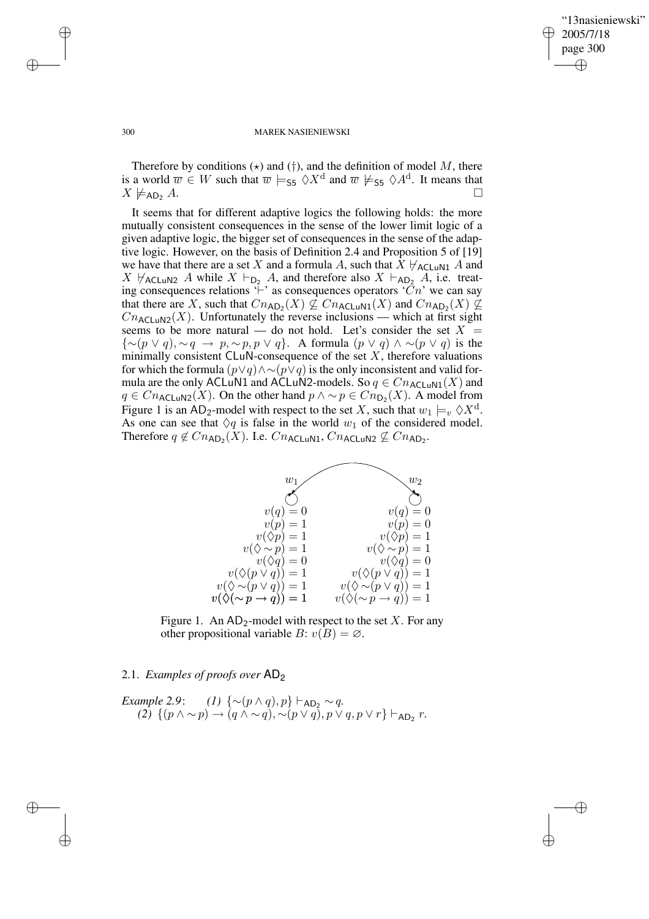Therefore by conditions ($\star$) and (†), and the definition of model $M$, there is a world $\overline{w} \in W$ such that $\overline{w} \models_{\mathsf{S5}} \Diamond X^{\mathrm{d}}$ and $\overline{w} \not\models_{\mathsf{S5}} \Diamond A^{\mathrm{d}}$. It means that $X \not\models_{\mathsf{AD}_2} A$. □

It seems that for different adaptive logics the following holds: the more mutually consistent consequences in the sense of the lower limit logic of a given adaptive logic, the bigger set of consequences in the sense of the adaptive logic. However, on the basis of Definition 2.4 and Proposition 5 of [19] we have that there are a set $X$ and a formula $A$, such that $X \nvdash_{\mathsf{ACLuN1}} A$ and $X \nvdash_{\mathsf{ACLuN2}} A$ while $X \vdash_{\mathsf{D}_2} A$, and therefore also $X \vdash_{\mathsf{AD}_2} A$, i.e. treating consequences relations '$\vdash$' as consequences operators '$Cn$' we can say that there are $X$, such that $Cn_{\mathsf{AD}_2}(X) \not\subseteq Cn_{\mathsf{ACLuN1}}(X)$ and $Cn_{\mathsf{AD}_2}(X) \not\subseteq Cn_{\mathsf{ACLuN2}}(X)$. Unfortunately the reverse inclusions — which at first sight seems to be more natural — do not hold. Let's consider the set $X = \{\sim(p \vee q), \sim q \rightarrow p, \sim p, p \vee q\}$. A formula $(p \vee q) \wedge \sim(p \vee q)$ is the minimally consistent $\mathsf{CLuN}$-consequence of the set $X$, therefore valuations for which the formula $(p \vee q) \wedge \sim(p \vee q)$ is the only inconsistent and valid formula are the only $\mathsf{ACLuN1}$ and $\mathsf{ACLuN2}$-models. So $q \in Cn_{\mathsf{ACLuN1}}(X)$ and $q \in Cn_{\mathsf{ACLuN2}}(X)$. On the other hand $p \wedge \sim p \in Cn_{\mathsf{D}_2}(X)$. A model from Figure 1 is an $\mathsf{AD}_2$-model with respect to the set $X$, such that $w_1 \models_v \Diamond X^{\mathrm{d}}$. As one can see that $\Diamond q$ is false in the world $w_1$ of the considered model. Therefore $q \notin Cn_{\mathsf{AD}_2}(X)$. I.e. $Cn_{\mathsf{ACLuN1}}, Cn_{\mathsf{ACLuN2}} \not\subseteq Cn_{\mathsf{AD}_2}$.

| $w_1$ | $w_2$ |
|---|---|
| $v(q) = 0$ | $v(q) = 0$ |
| $v(p) = 1$ | $v(p) = 0$ |
| $v(\Diamond p) = 1$ | $v(\Diamond p) = 1$ |
| $v(\Diamond \sim p) = 1$ | $v(\Diamond \sim p) = 1$ |
| $v(\Diamond q) = 0$ | $v(\Diamond q) = 0$ |
| $v(\Diamond(p \vee q)) = 1$ | $v(\Diamond(p \vee q)) = 1$ |
| $v(\Diamond \sim(p \vee q)) = 1$ | $v(\Diamond \sim(p \vee q)) = 1$ |
| $v(\Diamond(\sim p \rightarrow q)) = 1$ | $v(\Diamond(\sim p \rightarrow q)) = 1$ |

Figure 1. An $\mathsf{AD}_2$-model with respect to the set $X$. For any other propositional variable $B$: $v(B) = \varnothing$.

### 2.1. *Examples of proofs over* $\mathsf{AD}_2$

*Example 2.9*: *(1)* $\{\sim(p \wedge q), p\} \vdash_{\mathsf{AD}_2} \sim q$.
*(2)* $\{(p \wedge \sim p) \rightarrow (q \wedge \sim q), \sim(p \vee q), p \vee q, p \vee r\} \vdash_{\mathsf{AD}_2} r$.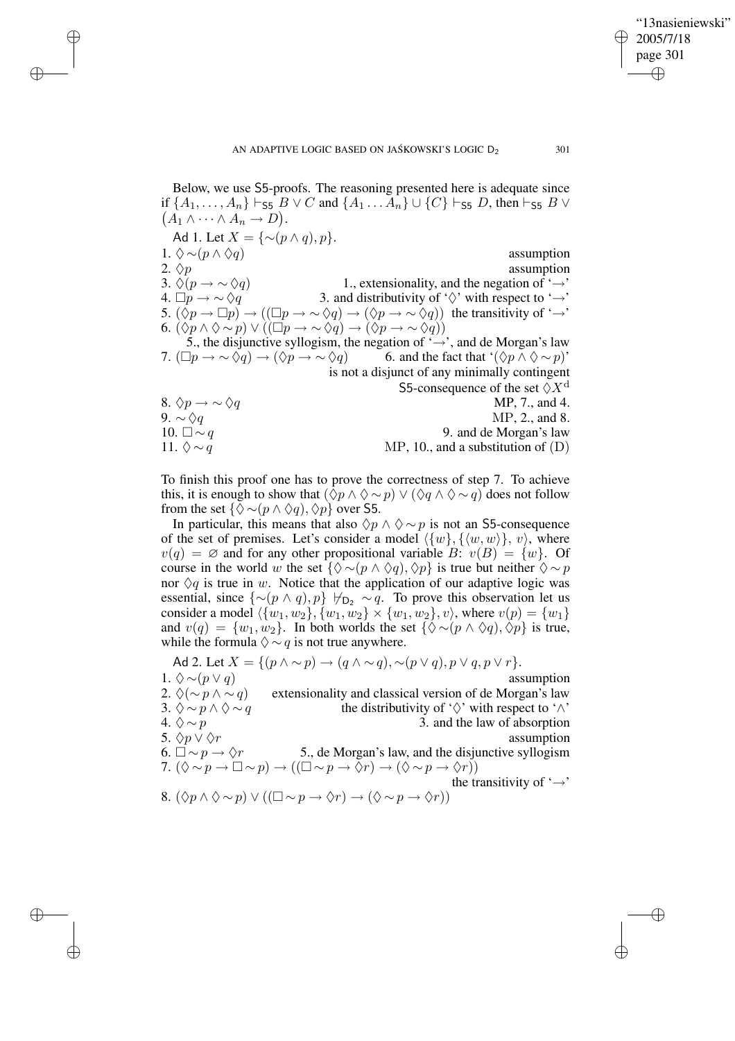Below, we use S5-proofs. The reasoning presented here is adequate since if $\{A_1, \ldots, A_n\} \vdash_{\mathsf{S5}} B \vee C$ and $\{A_1 \ldots A_n\} \cup \{C\} \vdash_{\mathsf{S5}} D$, then $\vdash_{\mathsf{S5}} B \vee \big(A_1 \wedge \cdots \wedge A_n \rightarrow D\big)$.

Ad 1. Let $X = \{\sim(p \wedge q), p\}$.

1. $\Diamond \sim(p \wedge \Diamond q)$ — assumption
2. $\Diamond p$ — assumption
3. $\Diamond(p \rightarrow \sim \Diamond q)$ — 1., extensionality, and the negation of '$\rightarrow$'
4. $\Box p \rightarrow \sim \Diamond q$ — 3. and distributivity of '$\Diamond$' with respect to '$\rightarrow$'
5. $(\Diamond p \rightarrow \Box p) \rightarrow ((\Box p \rightarrow \sim \Diamond q) \rightarrow (\Diamond p \rightarrow \sim \Diamond q))$ — the transitivity of '$\rightarrow$'
6. $(\Diamond p \wedge \Diamond \sim p) \vee ((\Box p \rightarrow \sim \Diamond q) \rightarrow (\Diamond p \rightarrow \sim \Diamond q))$ — 5., the disjunctive syllogism, the negation of '$\rightarrow$', and de Morgan's law
7. $(\Box p \rightarrow \sim \Diamond q) \rightarrow (\Diamond p \rightarrow \sim \Diamond q)$ — 6. and the fact that '$(\Diamond p \wedge \Diamond \sim p)$' is not a disjunct of any minimally contingent S5-consequence of the set $\Diamond X^{\mathrm{d}}$
8. $\Diamond p \rightarrow \sim \Diamond q$ — MP, 7., and 4.
9. $\sim \Diamond q$ — MP, 2., and 8.
10. $\Box \sim q$ — 9. and de Morgan's law
11. $\Diamond \sim q$ — MP, 10., and a substitution of (D)

To finish this proof one has to prove the correctness of step 7. To achieve this, it is enough to show that $(\Diamond p \wedge \Diamond \sim p) \vee (\Diamond q \wedge \Diamond \sim q)$ does not follow from the set $\{\Diamond \sim(p \wedge \Diamond q), \Diamond p\}$ over S5.

In particular, this means that also $\Diamond p \wedge \Diamond \sim p$ is not an S5-consequence of the set of premises. Let's consider a model $\langle\{w\}, \{\langle w, w\rangle\}, v\rangle$, where $v(q) = \varnothing$ and for any other propositional variable $B$: $v(B) = \{w\}$. Of course in the world $w$ the set $\{\Diamond \sim(p \wedge \Diamond q), \Diamond p\}$ is true but neither $\Diamond \sim p$ nor $\Diamond q$ is true in $w$. Notice that the application of our adaptive logic was essential, since $\{\sim(p \wedge q), p\} \nvdash_{\mathsf{D}_2} \sim q$. To prove this observation let us consider a model $\langle\{w_1, w_2\}, \{w_1, w_2\} \times \{w_1, w_2\}, v\rangle$, where $v(p) = \{w_1\}$ and $v(q) = \{w_1, w_2\}$. In both worlds the set $\{\Diamond \sim(p \wedge \Diamond q), \Diamond p\}$ is true, while the formula $\Diamond \sim q$ is not true anywhere.

Ad 2. Let $X = \{(p \wedge \sim p) \rightarrow (q \wedge \sim q), \sim(p \vee q), p \vee q, p \vee r\}$.

1. $\Diamond \sim(p \vee q)$ — assumption
2. $\Diamond(\sim p \wedge \sim q)$ — extensionality and classical version of de Morgan's law
3. $\Diamond \sim p \wedge \Diamond \sim q$ — the distributivity of '$\Diamond$' with respect to '$\wedge$'
4. $\Diamond \sim p$ — 3. and the law of absorption
5. $\Diamond p \vee \Diamond r$ — assumption
6. $\Box \sim p \rightarrow \Diamond r$ — 5., de Morgan's law, and the disjunctive syllogism
7. $(\Diamond \sim p \rightarrow \Box \sim p) \rightarrow ((\Box \sim p \rightarrow \Diamond r) \rightarrow (\Diamond \sim p \rightarrow \Diamond r))$ — the transitivity of '$\rightarrow$'
8. $(\Diamond p \wedge \Diamond \sim p) \vee ((\Box \sim p \rightarrow \Diamond r) \rightarrow (\Diamond \sim p \rightarrow \Diamond r))$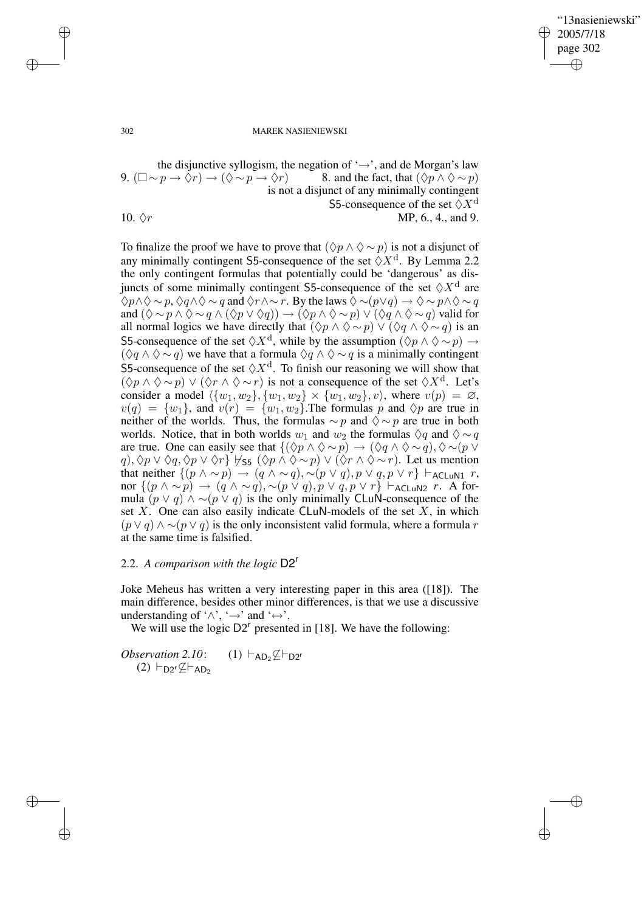the disjunctive syllogism, the negation of '$\rightarrow$', and de Morgan's law

9. $(\Box\sim p \rightarrow \Diamond r) \rightarrow (\Diamond\sim p \rightarrow \Diamond r)$ — 8. and the fact, that $(\Diamond p \wedge \Diamond\sim p)$ is not a disjunct of any minimally contingent S5-consequence of the set $\Diamond X^{\mathrm{d}}$

10. $\Diamond r$ — MP, 6., 4., and 9.

To finalize the proof we have to prove that $(\Diamond p \wedge \Diamond\sim p)$ is not a disjunct of any minimally contingent S5-consequence of the set $\Diamond X^{\mathrm{d}}$. By Lemma 2.2 the only contingent formulas that potentially could be 'dangerous' as disjuncts of some minimally contingent S5-consequence of the set $\Diamond X^{\mathrm{d}}$ are $\Diamond p \wedge \Diamond\sim p$, $\Diamond q \wedge \Diamond\sim q$ and $\Diamond r \wedge \sim r$. By the laws $\Diamond\sim(p\vee q) \rightarrow \Diamond\sim p \wedge \Diamond\sim q$ and $(\Diamond\sim p \wedge \Diamond\sim q \wedge (\Diamond p \vee \Diamond q)) \rightarrow (\Diamond p \wedge \Diamond\sim p) \vee (\Diamond q \wedge \Diamond\sim q)$ valid for all normal logics we have directly that $(\Diamond p \wedge \Diamond\sim p) \vee (\Diamond q \wedge \Diamond\sim q)$ is an S5-consequence of the set $\Diamond X^{\mathrm{d}}$, while by the assumption $(\Diamond p \wedge \Diamond\sim p) \rightarrow (\Diamond q \wedge \Diamond\sim q)$ we have that a formula $\Diamond q \wedge \Diamond\sim q$ is a minimally contingent S5-consequence of the set $\Diamond X^{\mathrm{d}}$. To finish our reasoning we will show that $(\Diamond p \wedge \Diamond\sim p) \vee (\Diamond r \wedge \Diamond\sim r)$ is not a consequence of the set $\Diamond X^{\mathrm{d}}$. Let's consider a model $\langle\{w_1, w_2\}, \{w_1, w_2\} \times \{w_1, w_2\}, v\rangle$, where $v(p) = \varnothing$, $v(q) = \{w_1\}$, and $v(r) = \{w_1, w_2\}$.The formulas $p$ and $\Diamond p$ are true in neither of the worlds. Thus, the formulas $\sim p$ and $\Diamond\sim p$ are true in both worlds. Notice, that in both worlds $w_1$ and $w_2$ the formulas $\Diamond q$ and $\Diamond\sim q$ are true. One can easily see that $\{(\Diamond p \wedge \Diamond\sim p) \rightarrow (\Diamond q \wedge \Diamond\sim q), \Diamond\sim(p \vee q), \Diamond p \vee \Diamond q, \Diamond p \vee \Diamond r\} \nvdash_{\mathsf{S5}} (\Diamond p \wedge \Diamond\sim p) \vee (\Diamond r \wedge \Diamond\sim r)$. Let us mention that neither $\{(p \wedge \sim p) \rightarrow (q \wedge \sim q), \sim(p \vee q), p \vee q, p \vee r\} \vdash_{\mathsf{ACLuN1}} r$, nor $\{(p \wedge \sim p) \rightarrow (q \wedge \sim q), \sim(p \vee q), p \vee q, p \vee r\} \vdash_{\mathsf{ACLuN2}} r$. A formula $(p \vee q) \wedge \sim(p \vee q)$ is the only minimally CLuN-consequence of the set $X$. One can also easily indicate CLuN-models of the set $X$, in which $(p \vee q) \wedge \sim(p \vee q)$ is the only inconsistent valid formula, where a formula $r$ at the same time is falsified.

## 2.2. *A comparison with the logic* $\mathsf{D2^r}$

Joke Meheus has written a very interesting paper in this area ([18]). The main difference, besides other minor differences, is that we use a discussive understanding of '$\wedge$', '$\rightarrow$' and '$\leftrightarrow$'.

We will use the logic $\mathsf{D2^r}$ presented in [18]. We have the following:

*Observation 2.10*: (1) $\vdash_{\mathsf{AD_2}} \not\subseteq \vdash_{\mathsf{D2^r}}$
(2) $\vdash_{\mathsf{D2^r}} \not\subseteq \vdash_{\mathsf{AD_2}}$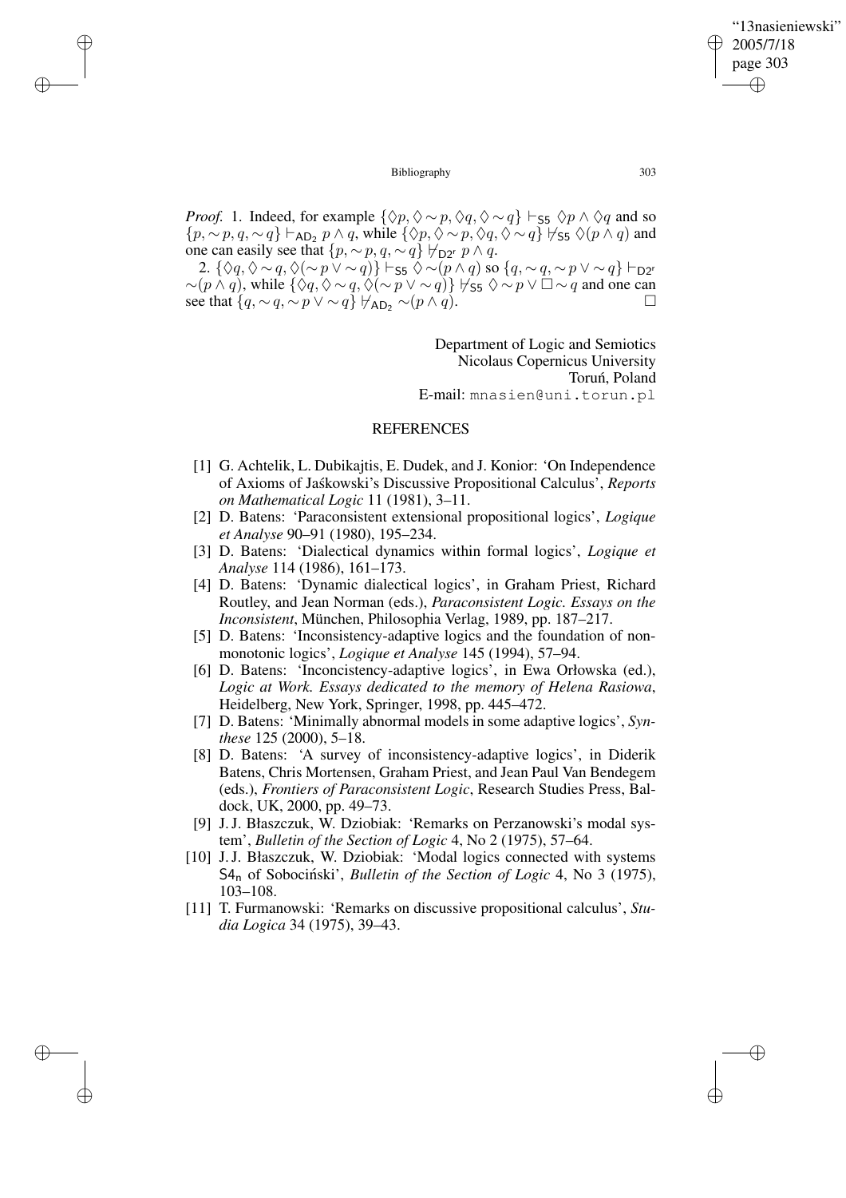*Proof.* 1. Indeed, for example $\{\Diamond p, \Diamond \sim p, \Diamond q, \Diamond \sim q\} \vdash_{\mathsf{S5}} \Diamond p \wedge \Diamond q$ and so $\{p, \sim p, q, \sim q\} \vdash_{\mathsf{AD_2}} p \wedge q$, while $\{\Diamond p, \Diamond \sim p, \Diamond q, \Diamond \sim q\} \nvdash_{\mathsf{S5}} \Diamond(p \wedge q)$ and one can easily see that $\{p, \sim p, q, \sim q\} \nvdash_{\mathsf{D2^r}} p \wedge q$.

2. $\{\Diamond q, \Diamond \sim q, \Diamond(\sim p \vee \sim q)\} \vdash_{\mathsf{S5}} \Diamond \sim(p \wedge q)$ so $\{q, \sim q, \sim p \vee \sim q\} \vdash_{\mathsf{D2^r}} \sim(p \wedge q)$, while $\{\Diamond q, \Diamond \sim q, \Diamond(\sim p \vee \sim q)\} \nvdash_{\mathsf{S5}} \Diamond \sim p \vee \Box \sim q$ and one can see that $\{q, \sim q, \sim p \vee \sim q\} \nvdash_{\mathsf{AD_2}} \sim(p \wedge q)$. $\square$

Department of Logic and Semiotics
Nicolaus Copernicus University
Toruń, Poland
E-mail: mnasien@uni.torun.pl

## REFERENCES

[1] G. Achtelik, L. Dubikajtis, E. Dudek, and J. Konior: 'On Independence of Axioms of Jaśkowski's Discussive Propositional Calculus', *Reports on Mathematical Logic* 11 (1981), 3–11.

[2] D. Batens: 'Paraconsistent extensional propositional logics', *Logique et Analyse* 90–91 (1980), 195–234.

[3] D. Batens: 'Dialectical dynamics within formal logics', *Logique et Analyse* 114 (1986), 161–173.

[4] D. Batens: 'Dynamic dialectical logics', in Graham Priest, Richard Routley, and Jean Norman (eds.), *Paraconsistent Logic. Essays on the Inconsistent*, München, Philosophia Verlag, 1989, pp. 187–217.

[5] D. Batens: 'Inconsistency-adaptive logics and the foundation of non-monotonic logics', *Logique et Analyse* 145 (1994), 57–94.

[6] D. Batens: 'Inconcistency-adaptive logics', in Ewa Orłowska (ed.), *Logic at Work. Essays dedicated to the memory of Helena Rasiowa*, Heidelberg, New York, Springer, 1998, pp. 445–472.

[7] D. Batens: 'Minimally abnormal models in some adaptive logics', *Synthese* 125 (2000), 5–18.

[8] D. Batens: 'A survey of inconsistency-adaptive logics', in Diderik Batens, Chris Mortensen, Graham Priest, and Jean Paul Van Bendegem (eds.), *Frontiers of Paraconsistent Logic*, Research Studies Press, Baldock, UK, 2000, pp. 49–73.

[9] J. J. Błaszczuk, W. Dziobiak: 'Remarks on Perzanowski's modal system', *Bulletin of the Section of Logic* 4, No 2 (1975), 57–64.

[10] J. J. Błaszczuk, W. Dziobiak: 'Modal logics connected with systems $\mathsf{S4_n}$ of Sobociński', *Bulletin of the Section of Logic* 4, No 3 (1975), 103–108.

[11] T. Furmanowski: 'Remarks on discussive propositional calculus', *Studia Logica* 34 (1975), 39–43.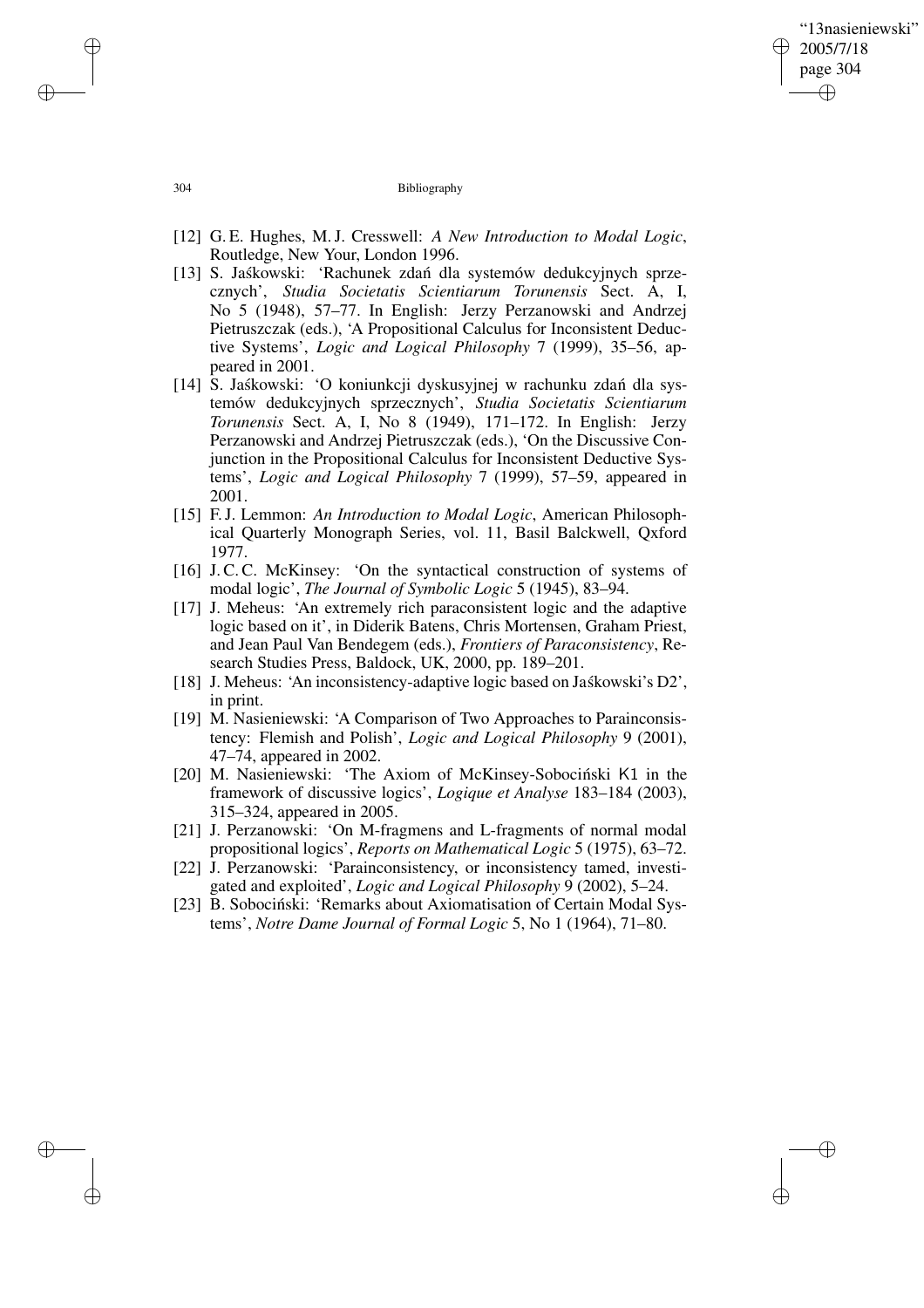- [12] G. E. Hughes, M. J. Cresswell: *A New Introduction to Modal Logic*, Routledge, New Your, London 1996.
- [13] S. Jaśkowski: 'Rachunek zdań dla systemów dedukcyjnych sprzecznych', *Studia Societatis Scientiarum Torunensis* Sect. A, I, No 5 (1948), 57–77. In English: Jerzy Perzanowski and Andrzej Pietruszczak (eds.), 'A Propositional Calculus for Inconsistent Deductive Systems', *Logic and Logical Philosophy* 7 (1999), 35–56, appeared in 2001.
- [14] S. Jaśkowski: 'O koniunkcji dyskusyjnej w rachunku zdań dla systemów dedukcyjnych sprzecznych', *Studia Societatis Scientiarum Torunensis* Sect. A, I, No 8 (1949), 171–172. In English: Jerzy Perzanowski and Andrzej Pietruszczak (eds.), 'On the Discussive Conjunction in the Propositional Calculus for Inconsistent Deductive Systems', *Logic and Logical Philosophy* 7 (1999), 57–59, appeared in 2001.
- [15] F. J. Lemmon: *An Introduction to Modal Logic*, American Philosophical Quarterly Monograph Series, vol. 11, Basil Balckwell, Qxford 1977.
- [16] J. C. C. McKinsey: 'On the syntactical construction of systems of modal logic', *The Journal of Symbolic Logic* 5 (1945), 83–94.
- [17] J. Meheus: 'An extremely rich paraconsistent logic and the adaptive logic based on it', in Diderik Batens, Chris Mortensen, Graham Priest, and Jean Paul Van Bendegem (eds.), *Frontiers of Paraconsistency*, Research Studies Press, Baldock, UK, 2000, pp. 189–201.
- [18] J. Meheus: 'An inconsistency-adaptive logic based on Jaśkowski's D2', in print.
- [19] M. Nasieniewski: 'A Comparison of Two Approaches to Parainconsistency: Flemish and Polish', *Logic and Logical Philosophy* 9 (2001), 47–74, appeared in 2002.
- [20] M. Nasieniewski: 'The Axiom of McKinsey-Sobociński K1 in the framework of discussive logics', *Logique et Analyse* 183–184 (2003), 315–324, appeared in 2005.
- [21] J. Perzanowski: 'On M-fragmens and L-fragments of normal modal propositional logics', *Reports on Mathematical Logic* 5 (1975), 63–72.
- [22] J. Perzanowski: 'Parainconsistency, or inconsistency tamed, investigated and exploited', *Logic and Logical Philosophy* 9 (2002), 5–24.
- [23] B. Sobociński: 'Remarks about Axiomatisation of Certain Modal Systems', *Notre Dame Journal of Formal Logic* 5, No 1 (1964), 71–80.